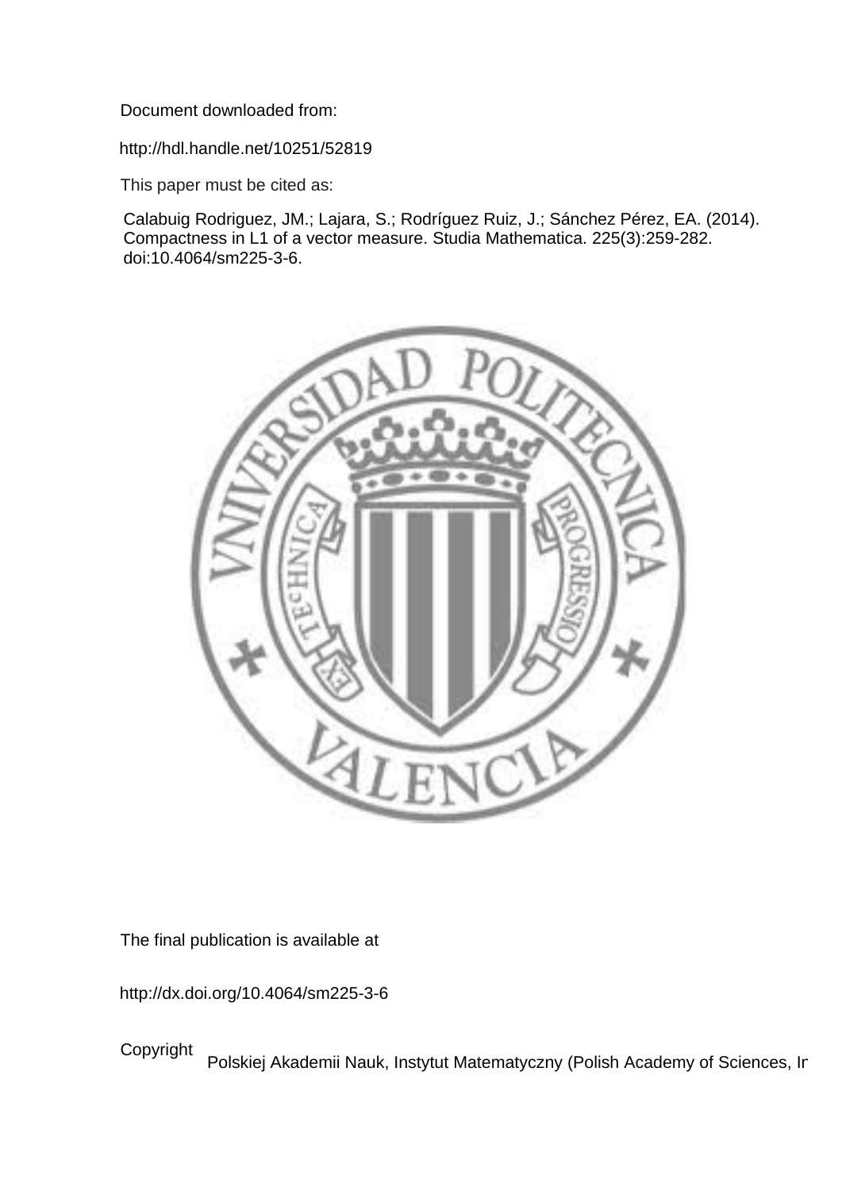Document downloaded from:

http://hdl.handle.net/10251/52819

This paper must be cited as:

Calabuig Rodriguez, JM.; Lajara, S.; Rodríguez Ruiz, J.; Sánchez Pérez, EA. (2014). Compactness in L1 of a vector measure. Studia Mathematica. 225(3):259-282. doi:10.4064/sm225-3-6.

The final publication is available at

http://dx.doi.org/10.4064/sm225-3-6

Copyright Polskiej Akademii Nauk, Instytut Matematyczny (Polish Academy of Sciences, In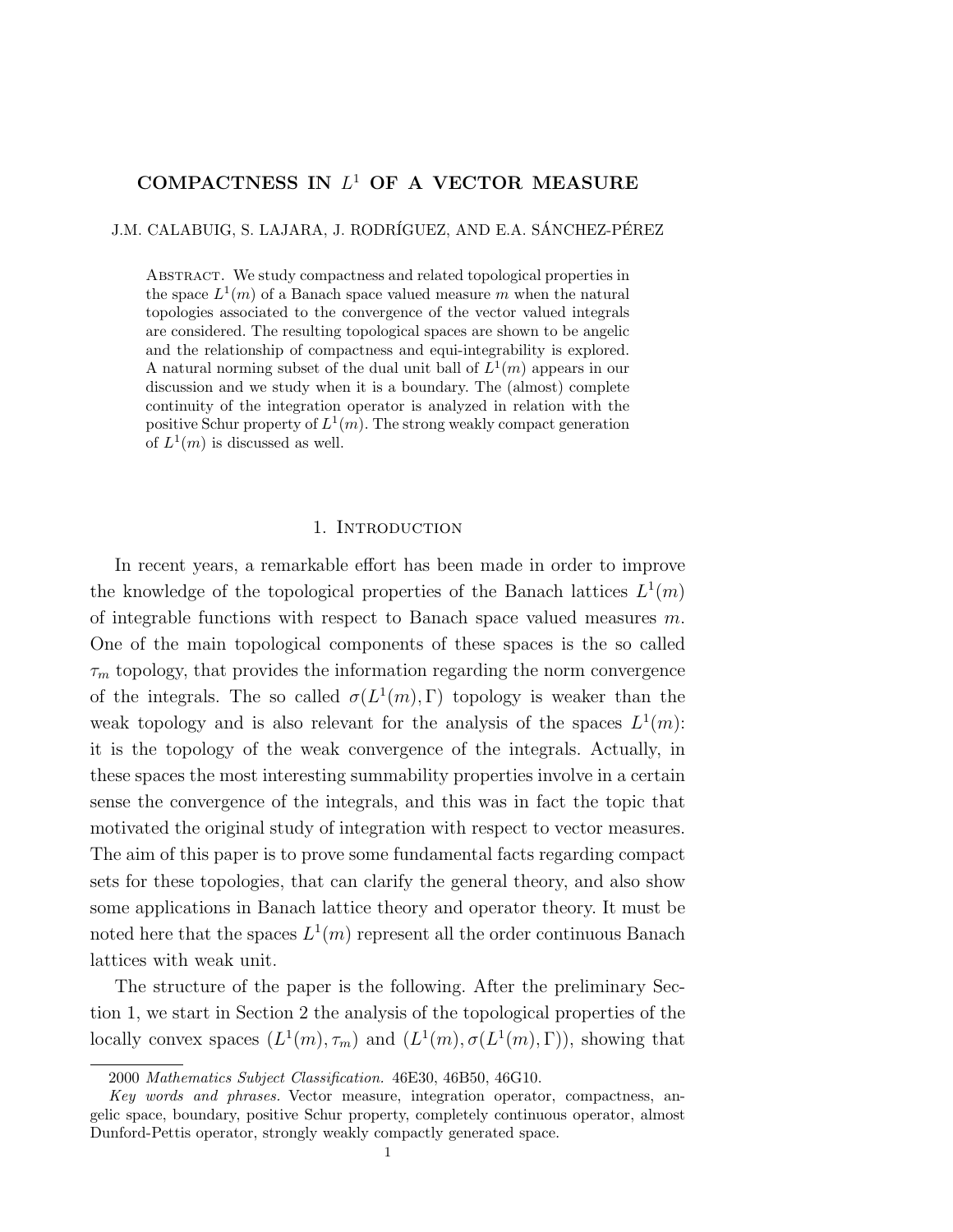# COMPACTNESS IN $L^1$ OF A VECTOR MEASURE

J.M. CALABUIG, S. LAJARA, J. RODRÍGUEZ, AND E.A. SÁNCHEZ-PÉREZ

Abstract. We study compactness and related topological properties in the space $L^1(m)$ of a Banach space valued measure $m$ when the natural topologies associated to the convergence of the vector valued integrals are considered. The resulting topological spaces are shown to be angelic and the relationship of compactness and equi-integrability is explored. A natural norming subset of the dual unit ball of $L^1(m)$ appears in our discussion and we study when it is a boundary. The (almost) complete continuity of the integration operator is analyzed in relation with the positive Schur property of $L^1(m)$. The strong weakly compact generation of $L^1(m)$ is discussed as well.

## 1. Introduction

In recent years, a remarkable effort has been made in order to improve the knowledge of the topological properties of the Banach lattices $L^1(m)$ of integrable functions with respect to Banach space valued measures $m$. One of the main topological components of these spaces is the so called $\tau_m$ topology, that provides the information regarding the norm convergence of the integrals. The so called $\sigma(L^1(m),\Gamma)$ topology is weaker than the weak topology and is also relevant for the analysis of the spaces $L^1(m)$: it is the topology of the weak convergence of the integrals. Actually, in these spaces the most interesting summability properties involve in a certain sense the convergence of the integrals, and this was in fact the topic that motivated the original study of integration with respect to vector measures. The aim of this paper is to prove some fundamental facts regarding compact sets for these topologies, that can clarify the general theory, and also show some applications in Banach lattice theory and operator theory. It must be noted here that the spaces $L^1(m)$ represent all the order continuous Banach lattices with weak unit.

The structure of the paper is the following. After the preliminary Section 1, we start in Section 2 the analysis of the topological properties of the locally convex spaces $(L^1(m),\tau_m)$ and $(L^1(m),\sigma(L^1(m),\Gamma))$, showing that

2000 *Mathematics Subject Classification.* 46E30, 46B50, 46G10.

*Key words and phrases.* Vector measure, integration operator, compactness, angelic space, boundary, positive Schur property, completely continuous operator, almost Dunford-Pettis operator, strongly weakly compactly generated space.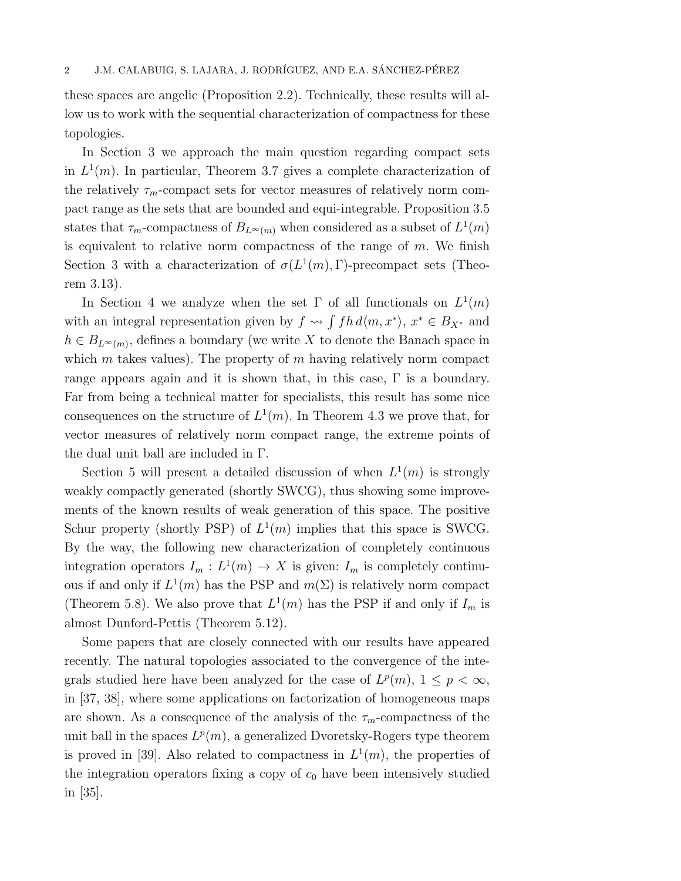these spaces are angelic (Proposition 2.2). Technically, these results will allow us to work with the sequential characterization of compactness for these topologies.

In Section 3 we approach the main question regarding compact sets in $L^1(m)$. In particular, Theorem 3.7 gives a complete characterization of the relatively $\tau_m$-compact sets for vector measures of relatively norm compact range as the sets that are bounded and equi-integrable. Proposition 3.5 states that $\tau_m$-compactness of $B_{L^\infty(m)}$ when considered as a subset of $L^1(m)$ is equivalent to relative norm compactness of the range of $m$. We finish Section 3 with a characterization of $\sigma(L^1(m), \Gamma)$-precompact sets (Theorem 3.13).

In Section 4 we analyze when the set $\Gamma$ of all functionals on $L^1(m)$ with an integral representation given by $f \rightsquigarrow \int fh \, d\langle m, x^* \rangle$, $x^* \in B_{X^*}$ and $h \in B_{L^\infty(m)}$, defines a boundary (we write $X$ to denote the Banach space in which $m$ takes values). The property of $m$ having relatively norm compact range appears again and it is shown that, in this case, $\Gamma$ is a boundary. Far from being a technical matter for specialists, this result has some nice consequences on the structure of $L^1(m)$. In Theorem 4.3 we prove that, for vector measures of relatively norm compact range, the extreme points of the dual unit ball are included in $\Gamma$.

Section 5 will present a detailed discussion of when $L^1(m)$ is strongly weakly compactly generated (shortly SWCG), thus showing some improvements of the known results of weak generation of this space. The positive Schur property (shortly PSP) of $L^1(m)$ implies that this space is SWCG. By the way, the following new characterization of completely continuous integration operators $I_m : L^1(m) \to X$ is given: $I_m$ is completely continuous if and only if $L^1(m)$ has the PSP and $m(\Sigma)$ is relatively norm compact (Theorem 5.8). We also prove that $L^1(m)$ has the PSP if and only if $I_m$ is almost Dunford-Pettis (Theorem 5.12).

Some papers that are closely connected with our results have appeared recently. The natural topologies associated to the convergence of the integrals studied here have been analyzed for the case of $L^p(m)$, $1 \leq p < \infty$, in [37, 38], where some applications on factorization of homogeneous maps are shown. As a consequence of the analysis of the $\tau_m$-compactness of the unit ball in the spaces $L^p(m)$, a generalized Dvoretsky-Rogers type theorem is proved in [39]. Also related to compactness in $L^1(m)$, the properties of the integration operators fixing a copy of $c_0$ have been intensively studied in [35].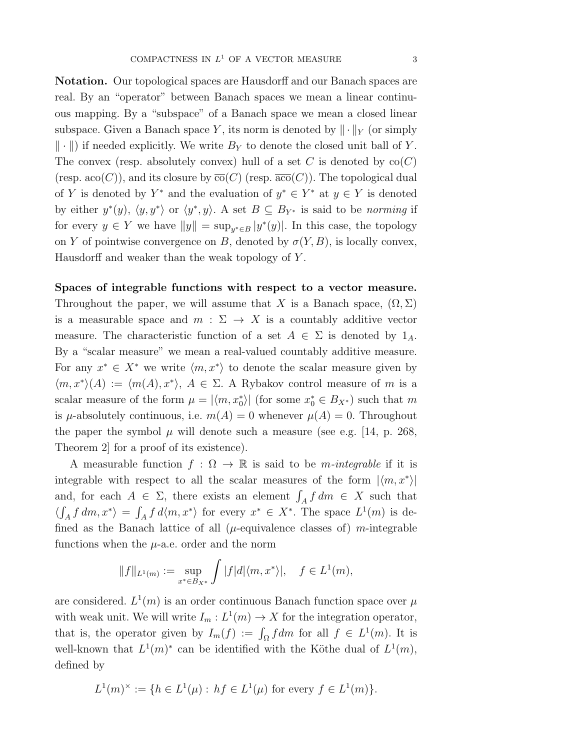**Notation.** Our topological spaces are Hausdorff and our Banach spaces are real. By an "operator" between Banach spaces we mean a linear continuous mapping. By a "subspace" of a Banach space we mean a closed linear subspace. Given a Banach space $Y$, its norm is denoted by $\|\cdot\|_Y$ (or simply $\|\cdot\|$) if needed explicitly. We write $B_Y$ to denote the closed unit ball of $Y$. The convex (resp. absolutely convex) hull of a set $C$ is denoted by $\mathrm{co}(C)$ (resp. $\mathrm{aco}(C)$), and its closure by $\overline{\mathrm{co}}(C)$ (resp. $\overline{\mathrm{aco}}(C)$). The topological dual of $Y$ is denoted by $Y^*$ and the evaluation of $y^* \in Y^*$ at $y \in Y$ is denoted by either $y^*(y)$, $\langle y, y^* \rangle$ or $\langle y^*, y \rangle$. A set $B \subseteq B_{Y^*}$ is said to be *norming* if for every $y \in Y$ we have $\|y\| = \sup_{y^* \in B} |y^*(y)|$. In this case, the topology on $Y$ of pointwise convergence on $B$, denoted by $\sigma(Y, B)$, is locally convex, Hausdorff and weaker than the weak topology of $Y$.

**Spaces of integrable functions with respect to a vector measure.** Throughout the paper, we will assume that $X$ is a Banach space, $(\Omega, \Sigma)$ is a measurable space and $m : \Sigma \to X$ is a countably additive vector measure. The characteristic function of a set $A \in \Sigma$ is denoted by $1_A$. By a "scalar measure" we mean a real-valued countably additive measure. For any $x^* \in X^*$ we write $\langle m, x^* \rangle$ to denote the scalar measure given by $\langle m, x^* \rangle(A) := \langle m(A), x^* \rangle$, $A \in \Sigma$. A Rybakov control measure of $m$ is a scalar measure of the form $\mu = |\langle m, x_0^* \rangle|$ (for some $x_0^* \in B_{X^*}$) such that $m$ is $\mu$-absolutely continuous, i.e. $m(A) = 0$ whenever $\mu(A) = 0$. Throughout the paper the symbol $\mu$ will denote such a measure (see e.g. [14, p. 268, Theorem 2] for a proof of its existence).

A measurable function $f : \Omega \to \mathbb{R}$ is said to be *m-integrable* if it is integrable with respect to all the scalar measures of the form $|\langle m, x^* \rangle|$ and, for each $A \in \Sigma$, there exists an element $\int_A f\, dm \in X$ such that $\langle \int_A f\, dm, x^* \rangle = \int_A f\, d\langle m, x^* \rangle$ for every $x^* \in X^*$. The space $L^1(m)$ is defined as the Banach lattice of all ($\mu$-equivalence classes of) $m$-integrable functions when the $\mu$-a.e. order and the norm

$$\|f\|_{L^1(m)} := \sup_{x^* \in B_{X^*}} \int |f| d|\langle m, x^* \rangle|, \quad f \in L^1(m),$$

are considered. $L^1(m)$ is an order continuous Banach function space over $\mu$ with weak unit. We will write $I_m : L^1(m) \to X$ for the integration operator, that is, the operator given by $I_m(f) := \int_\Omega f dm$ for all $f \in L^1(m)$. It is well-known that $L^1(m)^*$ can be identified with the Köthe dual of $L^1(m)$, defined by

$$L^1(m)^\times := \{h \in L^1(\mu) : \, hf \in L^1(\mu) \text{ for every } f \in L^1(m)\}.$$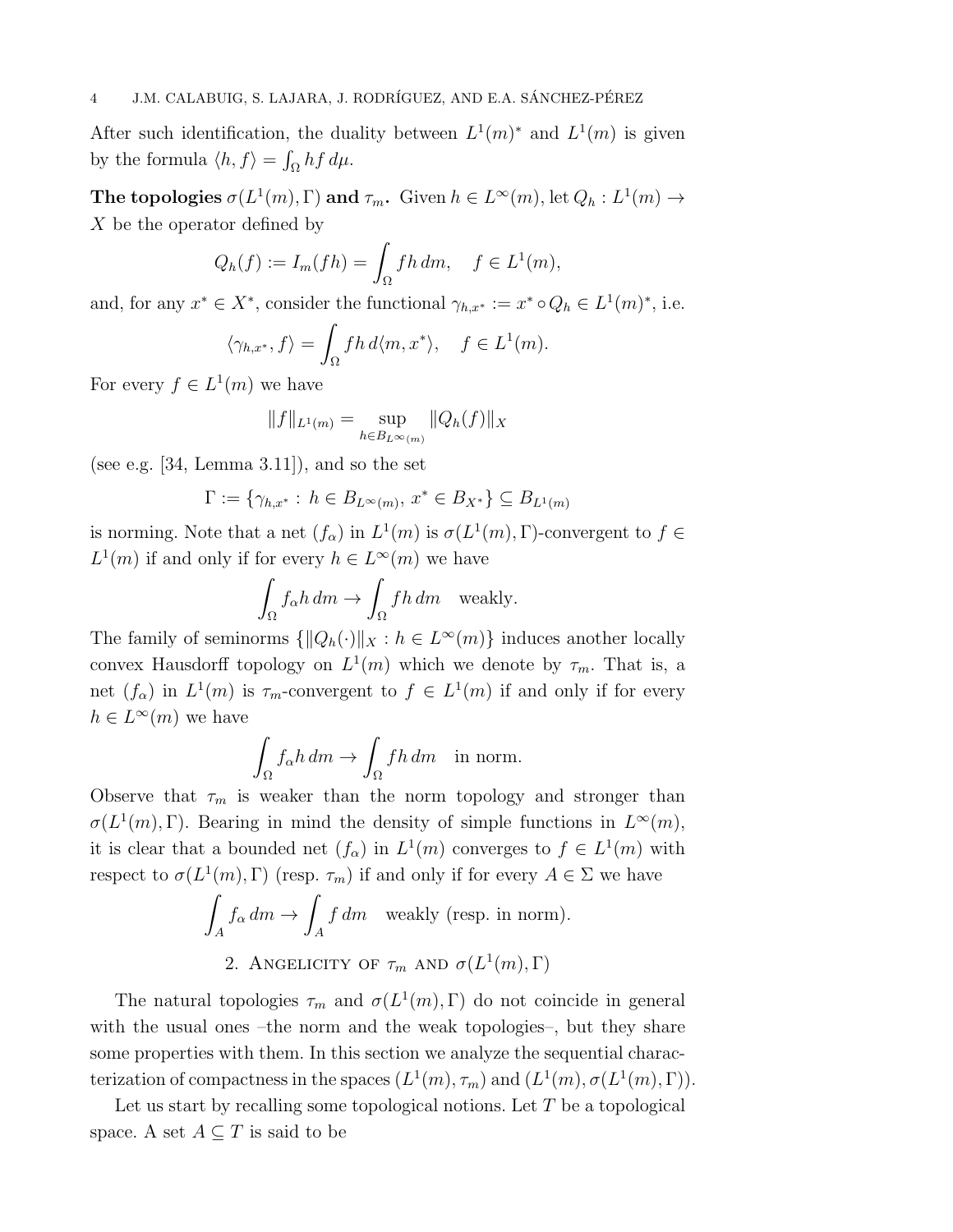After such identification, the duality between $L^1(m)^*$ and $L^1(m)$ is given by the formula $\langle h, f\rangle = \int_\Omega hf\, d\mu$.

**The topologies $\sigma(L^1(m),\Gamma)$ and $\tau_m$.** Given $h \in L^\infty(m)$, let $Q_h : L^1(m) \to X$ be the operator defined by

$$Q_h(f) := I_m(fh) = \int_\Omega fh\, dm, \quad f \in L^1(m),$$

and, for any $x^* \in X^*$, consider the functional $\gamma_{h,x^*} := x^* \circ Q_h \in L^1(m)^*$, i.e.

$$\langle \gamma_{h,x^*}, f\rangle = \int_\Omega fh\, d\langle m, x^*\rangle, \quad f \in L^1(m).$$

For every $f \in L^1(m)$ we have

$$\|f\|_{L^1(m)} = \sup_{h\in B_{L^\infty(m)}} \|Q_h(f)\|_X$$

(see e.g. [34, Lemma 3.11]), and so the set

$$\Gamma := \{\gamma_{h,x^*} : h \in B_{L^\infty(m)},\ x^* \in B_{X^*}\} \subseteq B_{L^1(m)}$$

is norming. Note that a net $(f_\alpha)$ in $L^1(m)$ is $\sigma(L^1(m),\Gamma)$-convergent to $f \in L^1(m)$ if and only if for every $h \in L^\infty(m)$ we have

$$\int_\Omega f_\alpha h\, dm \to \int_\Omega fh\, dm \quad \text{weakly.}$$

The family of seminorms $\{\|Q_h(\cdot)\|_X : h \in L^\infty(m)\}$ induces another locally convex Hausdorff topology on $L^1(m)$ which we denote by $\tau_m$. That is, a net $(f_\alpha)$ in $L^1(m)$ is $\tau_m$-convergent to $f \in L^1(m)$ if and only if for every $h \in L^\infty(m)$ we have

$$\int_\Omega f_\alpha h\, dm \to \int_\Omega fh\, dm \quad \text{in norm.}$$

Observe that $\tau_m$ is weaker than the norm topology and stronger than $\sigma(L^1(m),\Gamma)$. Bearing in mind the density of simple functions in $L^\infty(m)$, it is clear that a bounded net $(f_\alpha)$ in $L^1(m)$ converges to $f \in L^1(m)$ with respect to $\sigma(L^1(m),\Gamma)$ (resp. $\tau_m$) if and only if for every $A \in \Sigma$ we have

$$\int_A f_\alpha\, dm \to \int_A f\, dm \quad \text{weakly (resp. in norm).}$$

## 2. Angelicity of $\tau_m$ and $\sigma(L^1(m),\Gamma)$

The natural topologies $\tau_m$ and $\sigma(L^1(m),\Gamma)$ do not coincide in general with the usual ones –the norm and the weak topologies–, but they share some properties with them. In this section we analyze the sequential characterization of compactness in the spaces $(L^1(m),\tau_m)$ and $(L^1(m),\sigma(L^1(m),\Gamma))$.

Let us start by recalling some topological notions. Let $T$ be a topological space. A set $A \subseteq T$ is said to be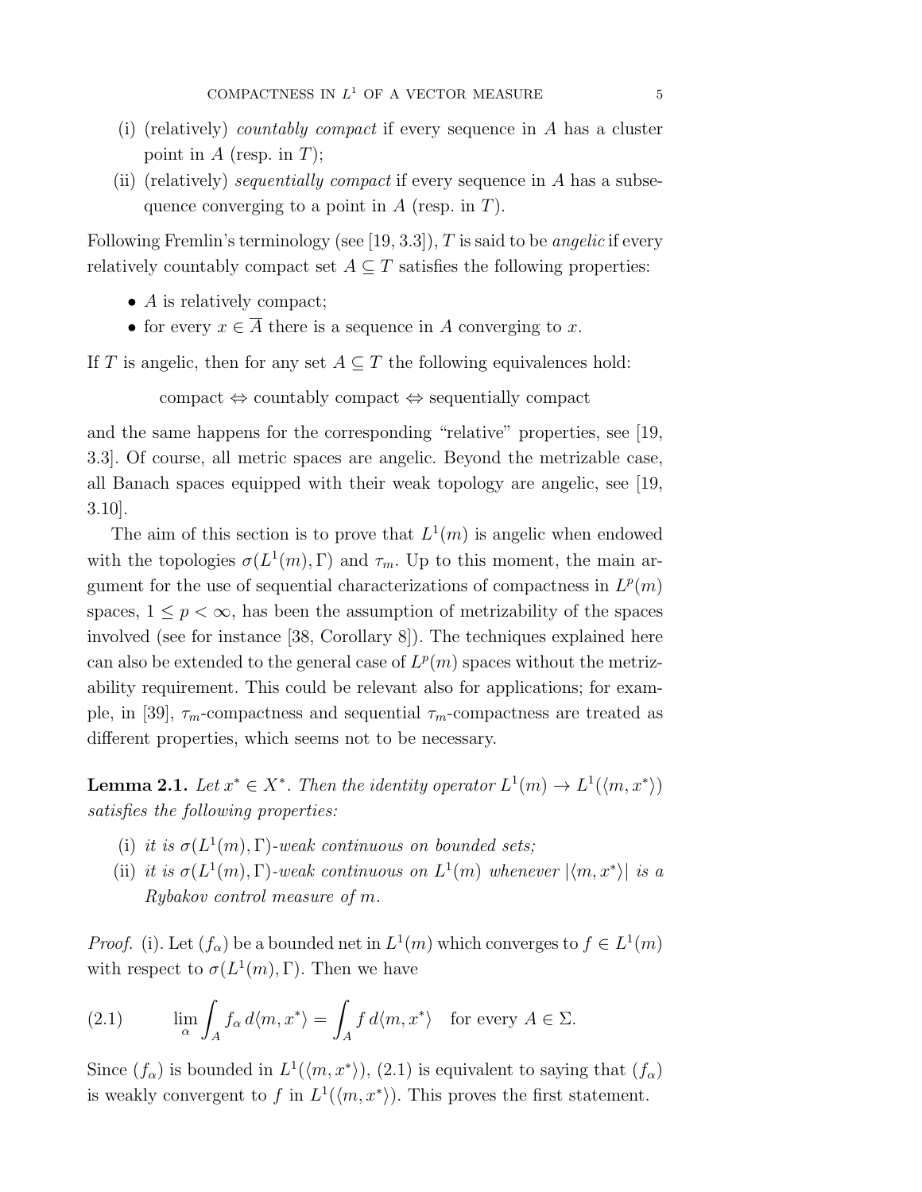(i) (relatively) *countably compact* if every sequence in $A$ has a cluster point in $A$ (resp. in $T$);

(ii) (relatively) *sequentially compact* if every sequence in $A$ has a subsequence converging to a point in $A$ (resp. in $T$).

Following Fremlin's terminology (see [19, 3.3]), $T$ is said to be *angelic* if every relatively countably compact set $A \subseteq T$ satisfies the following properties:

- $A$ is relatively compact;
- for every $x \in \overline{A}$ there is a sequence in $A$ converging to $x$.

If $T$ is angelic, then for any set $A \subseteq T$ the following equivalences hold:

$$\text{compact} \Leftrightarrow \text{countably compact} \Leftrightarrow \text{sequentially compact}$$

and the same happens for the corresponding "relative" properties, see [19, 3.3]. Of course, all metric spaces are angelic. Beyond the metrizable case, all Banach spaces equipped with their weak topology are angelic, see [19, 3.10].

The aim of this section is to prove that $L^1(m)$ is angelic when endowed with the topologies $\sigma(L^1(m),\Gamma)$ and $\tau_m$. Up to this moment, the main argument for the use of sequential characterizations of compactness in $L^p(m)$ spaces, $1 \leq p < \infty$, has been the assumption of metrizability of the spaces involved (see for instance [38, Corollary 8]). The techniques explained here can also be extended to the general case of $L^p(m)$ spaces without the metrizability requirement. This could be relevant also for applications; for example, in [39], $\tau_m$-compactness and sequential $\tau_m$-compactness are treated as different properties, which seems not to be necessary.

**Lemma 2.1.** *Let $x^* \in X^*$. Then the identity operator $L^1(m) \to L^1(\langle m, x^*\rangle)$ satisfies the following properties:*

(i) *it is $\sigma(L^1(m),\Gamma)$-weak continuous on bounded sets;*

(ii) *it is $\sigma(L^1(m),\Gamma)$-weak continuous on $L^1(m)$ whenever $|\langle m, x^*\rangle|$ is a Rybakov control measure of $m$.*

*Proof.* (i). Let $(f_\alpha)$ be a bounded net in $L^1(m)$ which converges to $f \in L^1(m)$ with respect to $\sigma(L^1(m),\Gamma)$. Then we have

$$\lim_\alpha \int_A f_\alpha \, d\langle m, x^*\rangle = \int_A f \, d\langle m, x^*\rangle \quad \text{for every } A \in \Sigma. \tag{2.1}$$

Since $(f_\alpha)$ is bounded in $L^1(\langle m, x^*\rangle)$, (2.1) is equivalent to saying that $(f_\alpha)$ is weakly convergent to $f$ in $L^1(\langle m, x^*\rangle)$. This proves the first statement.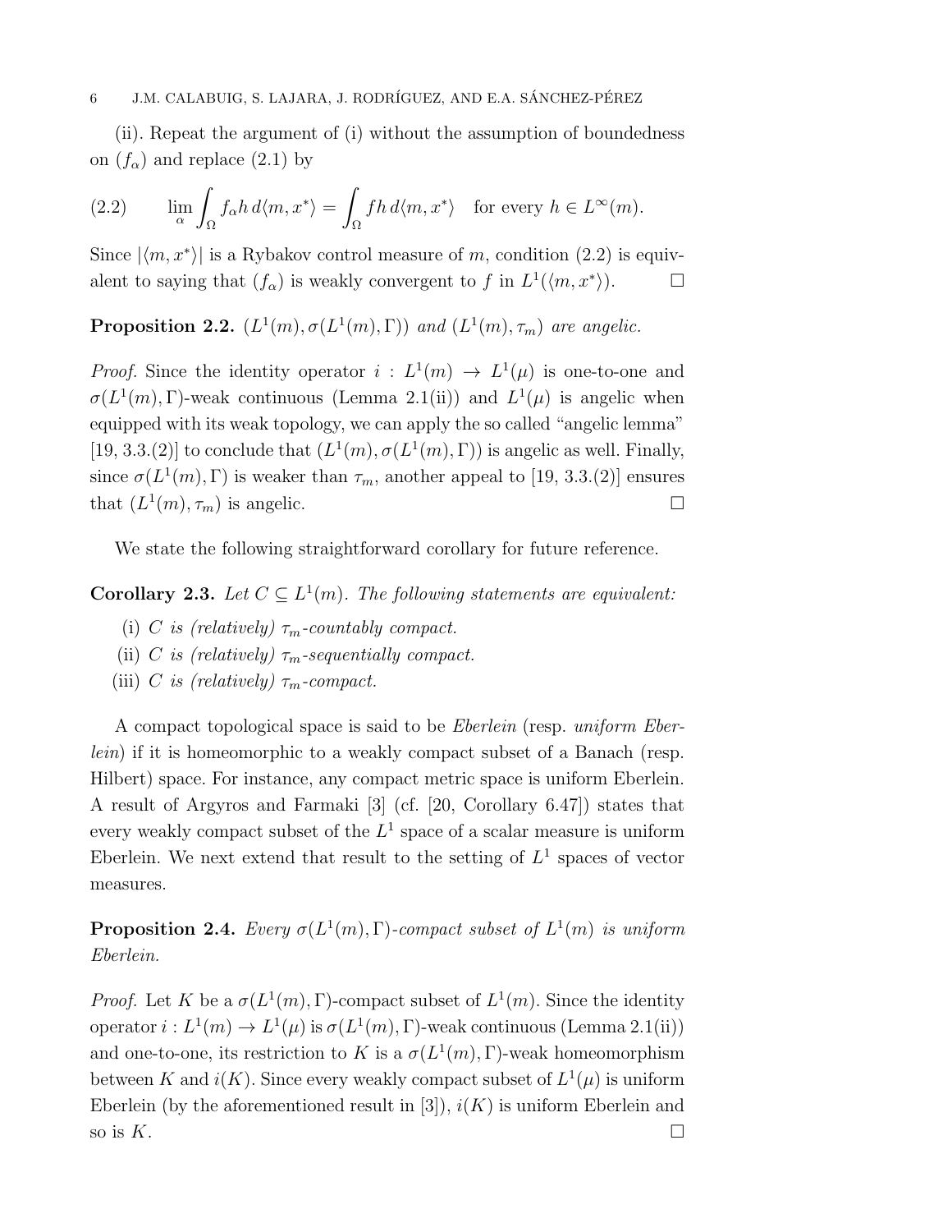(ii). Repeat the argument of (i) without the assumption of boundedness on $(f_\alpha)$ and replace (2.1) by

$$\lim_\alpha \int_\Omega f_\alpha h \, d\langle m, x^* \rangle = \int_\Omega f h \, d\langle m, x^* \rangle \quad \text{for every } h \in L^\infty(m). \tag{2.2}$$

Since $|\langle m, x^* \rangle|$ is a Rybakov control measure of $m$, condition (2.2) is equivalent to saying that $(f_\alpha)$ is weakly convergent to $f$ in $L^1(\langle m, x^* \rangle)$. □

**Proposition 2.2.** *$(L^1(m), \sigma(L^1(m), \Gamma))$ and $(L^1(m), \tau_m)$ are angelic.*

*Proof.* Since the identity operator $i : L^1(m) \to L^1(\mu)$ is one-to-one and $\sigma(L^1(m), \Gamma)$-weak continuous (Lemma 2.1(ii)) and $L^1(\mu)$ is angelic when equipped with its weak topology, we can apply the so called "angelic lemma" [19, 3.3.(2)] to conclude that $(L^1(m), \sigma(L^1(m), \Gamma))$ is angelic as well. Finally, since $\sigma(L^1(m), \Gamma)$ is weaker than $\tau_m$, another appeal to [19, 3.3.(2)] ensures that $(L^1(m), \tau_m)$ is angelic. □

We state the following straightforward corollary for future reference.

**Corollary 2.3.** *Let $C \subseteq L^1(m)$. The following statements are equivalent:*

- (i) *$C$ is (relatively) $\tau_m$-countably compact.*
- (ii) *$C$ is (relatively) $\tau_m$-sequentially compact.*
- (iii) *$C$ is (relatively) $\tau_m$-compact.*

A compact topological space is said to be *Eberlein* (resp. *uniform Eberlein*) if it is homeomorphic to a weakly compact subset of a Banach (resp. Hilbert) space. For instance, any compact metric space is uniform Eberlein. A result of Argyros and Farmaki [3] (cf. [20, Corollary 6.47]) states that every weakly compact subset of the $L^1$ space of a scalar measure is uniform Eberlein. We next extend that result to the setting of $L^1$ spaces of vector measures.

**Proposition 2.4.** *Every $\sigma(L^1(m), \Gamma)$-compact subset of $L^1(m)$ is uniform Eberlein.*

*Proof.* Let $K$ be a $\sigma(L^1(m), \Gamma)$-compact subset of $L^1(m)$. Since the identity operator $i : L^1(m) \to L^1(\mu)$ is $\sigma(L^1(m), \Gamma)$-weak continuous (Lemma 2.1(ii)) and one-to-one, its restriction to $K$ is a $\sigma(L^1(m), \Gamma)$-weak homeomorphism between $K$ and $i(K)$. Since every weakly compact subset of $L^1(\mu)$ is uniform Eberlein (by the aforementioned result in [3]), $i(K)$ is uniform Eberlein and so is $K$. □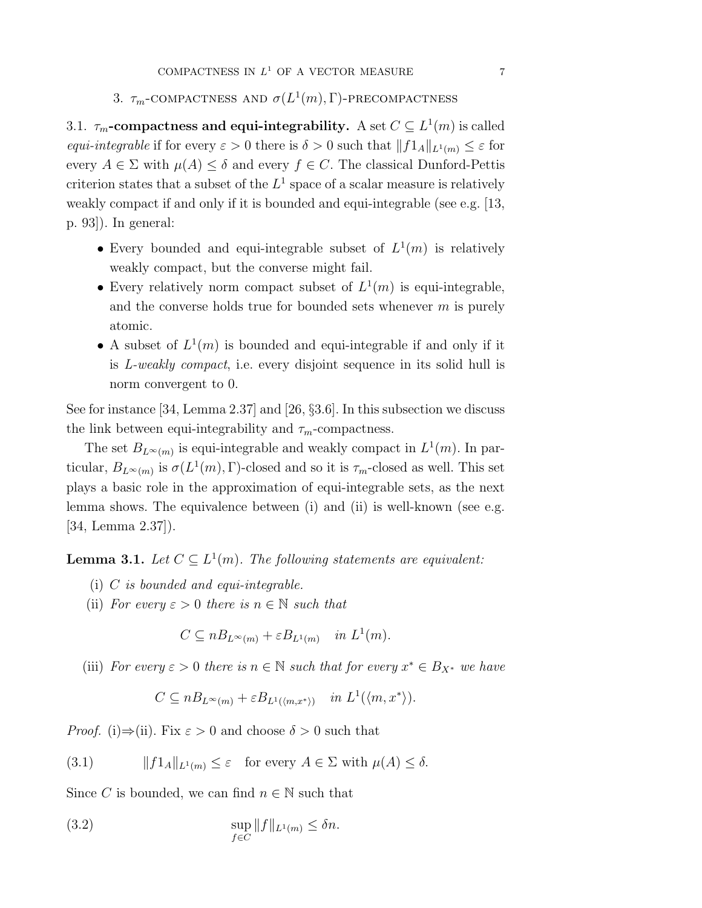## 3. $\tau_m$-compactness and $\sigma(L^1(m),\Gamma)$-precompactness

**3.1. $\tau_m$-compactness and equi-integrability.** A set $C \subseteq L^1(m)$ is called *equi-integrable* if for every $\varepsilon > 0$ there is $\delta > 0$ such that $\|f 1_A\|_{L^1(m)} \leq \varepsilon$ for every $A \in \Sigma$ with $\mu(A) \leq \delta$ and every $f \in C$. The classical Dunford-Pettis criterion states that a subset of the $L^1$ space of a scalar measure is relatively weakly compact if and only if it is bounded and equi-integrable (see e.g. [13, p. 93]). In general:

- Every bounded and equi-integrable subset of $L^1(m)$ is relatively weakly compact, but the converse might fail.
- Every relatively norm compact subset of $L^1(m)$ is equi-integrable, and the converse holds true for bounded sets whenever $m$ is purely atomic.
- A subset of $L^1(m)$ is bounded and equi-integrable if and only if it is *L-weakly compact*, i.e. every disjoint sequence in its solid hull is norm convergent to 0.

See for instance [34, Lemma 2.37] and [26, §3.6]. In this subsection we discuss the link between equi-integrability and $\tau_m$-compactness.

The set $B_{L^\infty(m)}$ is equi-integrable and weakly compact in $L^1(m)$. In particular, $B_{L^\infty(m)}$ is $\sigma(L^1(m),\Gamma)$-closed and so it is $\tau_m$-closed as well. This set plays a basic role in the approximation of equi-integrable sets, as the next lemma shows. The equivalence between (i) and (ii) is well-known (see e.g. [34, Lemma 2.37]).

**Lemma 3.1.** *Let $C \subseteq L^1(m)$. The following statements are equivalent:*

(i) *$C$ is bounded and equi-integrable.*

(ii) *For every $\varepsilon > 0$ there is $n \in \mathbb{N}$ such that*

$$C \subseteq nB_{L^\infty(m)} + \varepsilon B_{L^1(m)} \quad \textit{in } L^1(m).$$

(iii) *For every $\varepsilon > 0$ there is $n \in \mathbb{N}$ such that for every $x^* \in B_{X^*}$ we have*

$$C \subseteq nB_{L^\infty(m)} + \varepsilon B_{L^1(\langle m, x^* \rangle)} \quad \textit{in } L^1(\langle m, x^* \rangle).$$

*Proof.* (i)⇒(ii). Fix $\varepsilon > 0$ and choose $\delta > 0$ such that

$$\|f 1_A\|_{L^1(m)} \leq \varepsilon \quad \text{for every } A \in \Sigma \text{ with } \mu(A) \leq \delta. \tag{3.1}$$

Since $C$ is bounded, we can find $n \in \mathbb{N}$ such that

$$\sup_{f \in C} \|f\|_{L^1(m)} \leq \delta n. \tag{3.2}$$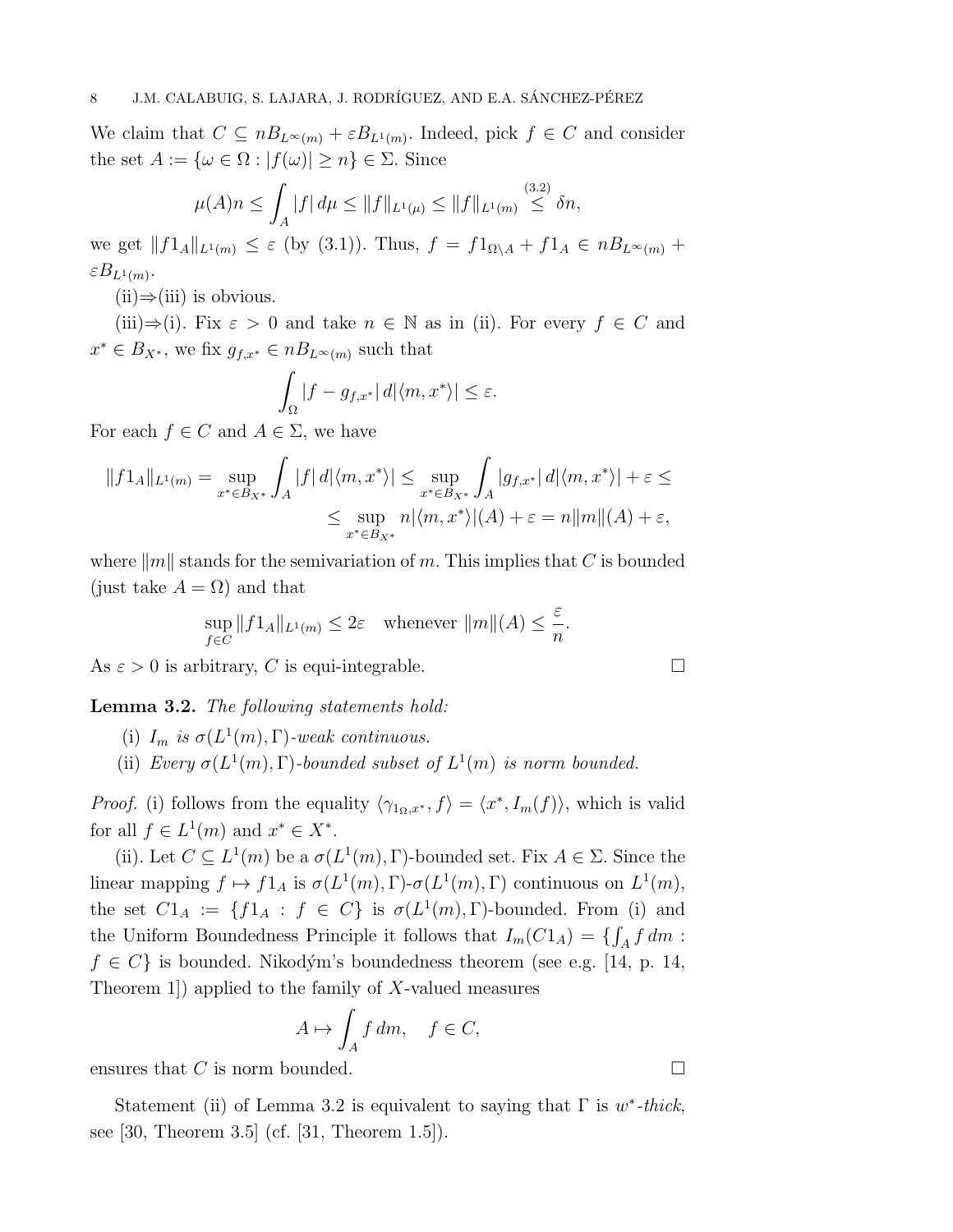We claim that $C \subseteq nB_{L^\infty(m)} + \varepsilon B_{L^1(m)}$. Indeed, pick $f \in C$ and consider the set $A := \{\omega \in \Omega : |f(\omega)| \geq n\} \in \Sigma$. Since

$$\mu(A)n \leq \int_A |f|\, d\mu \leq \|f\|_{L^1(\mu)} \leq \|f\|_{L^1(m)} \overset{(3.2)}{\leq} \delta n,$$

we get $\|f 1_A\|_{L^1(m)} \leq \varepsilon$ (by (3.1)). Thus, $f = f1_{\Omega \setminus A} + f1_A \in nB_{L^\infty(m)} + \varepsilon B_{L^1(m)}$.

(ii)⇒(iii) is obvious.

(iii)⇒(i). Fix $\varepsilon > 0$ and take $n \in \mathbb{N}$ as in (ii). For every $f \in C$ and $x^* \in B_{X^*}$, we fix $g_{f,x^*} \in nB_{L^\infty(m)}$ such that

$$\int_\Omega |f - g_{f,x^*}|\, d|\langle m, x^* \rangle| \leq \varepsilon.$$

For each $f \in C$ and $A \in \Sigma$, we have

$$\begin{aligned}\|f1_A\|_{L^1(m)} = \sup_{x^* \in B_{X^*}} \int_A |f|\, d|\langle m, x^*\rangle| &\leq \sup_{x^* \in B_{X^*}} \int_A |g_{f,x^*}|\, d|\langle m, x^*\rangle| + \varepsilon \leq \\ &\leq \sup_{x^* \in B_{X^*}} n|\langle m, x^*\rangle|(A) + \varepsilon = n\|m\|(A) + \varepsilon,\end{aligned}$$

where $\|m\|$ stands for the semivariation of $m$. This implies that $C$ is bounded (just take $A = \Omega$) and that

$$\sup_{f \in C} \|f1_A\|_{L^1(m)} \leq 2\varepsilon \quad \text{whenever } \|m\|(A) \leq \frac{\varepsilon}{n}.$$

As $\varepsilon > 0$ is arbitrary, $C$ is equi-integrable. □

**Lemma 3.2.** *The following statements hold:*

(i) *$I_m$ is $\sigma(L^1(m), \Gamma)$-weak continuous.*

(ii) *Every $\sigma(L^1(m), \Gamma)$-bounded subset of $L^1(m)$ is norm bounded.*

*Proof.* (i) follows from the equality $\langle \gamma_{1_\Omega, x^*}, f\rangle = \langle x^*, I_m(f)\rangle$, which is valid for all $f \in L^1(m)$ and $x^* \in X^*$.

(ii). Let $C \subseteq L^1(m)$ be a $\sigma(L^1(m), \Gamma)$-bounded set. Fix $A \in \Sigma$. Since the linear mapping $f \mapsto f1_A$ is $\sigma(L^1(m), \Gamma)$-$\sigma(L^1(m), \Gamma)$ continuous on $L^1(m)$, the set $C1_A := \{f1_A : f \in C\}$ is $\sigma(L^1(m), \Gamma)$-bounded. From (i) and the Uniform Boundedness Principle it follows that $I_m(C1_A) = \{\int_A f\, dm : f \in C\}$ is bounded. Nikodým's boundedness theorem (see e.g. [14, p. 14, Theorem 1]) applied to the family of $X$-valued measures

$$A \mapsto \int_A f\, dm, \quad f \in C,$$

ensures that $C$ is norm bounded. □

Statement (ii) of Lemma 3.2 is equivalent to saying that $\Gamma$ is $w^*$-*thick*, see [30, Theorem 3.5] (cf. [31, Theorem 1.5]).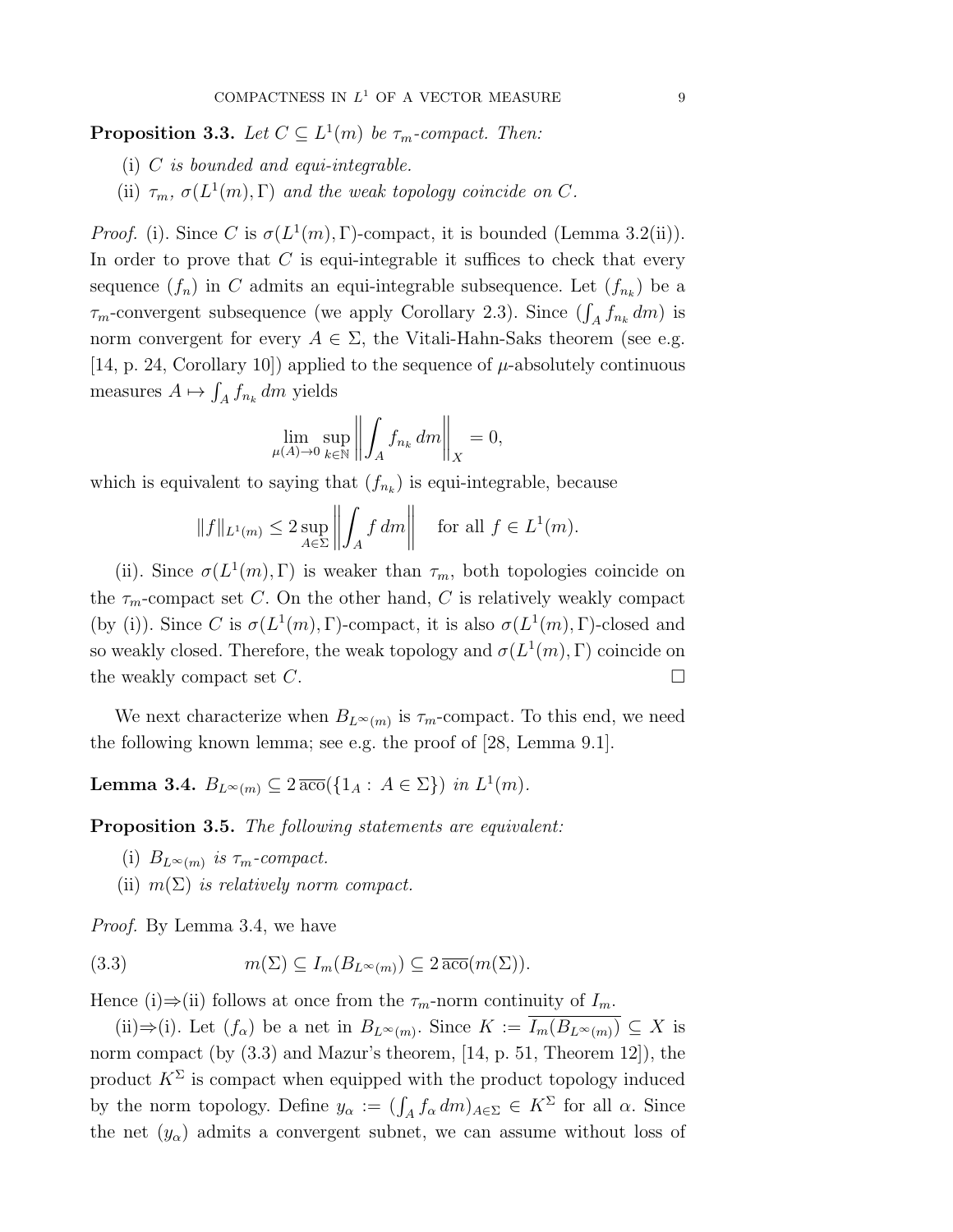**Proposition 3.3.** *Let $C \subseteq L^1(m)$ be $\tau_m$-compact. Then:*

(i) *$C$ is bounded and equi-integrable.*

(ii) *$\tau_m$, $\sigma(L^1(m), \Gamma)$ and the weak topology coincide on $C$.*

*Proof.* (i). Since $C$ is $\sigma(L^1(m), \Gamma)$-compact, it is bounded (Lemma 3.2(ii)). In order to prove that $C$ is equi-integrable it suffices to check that every sequence $(f_n)$ in $C$ admits an equi-integrable subsequence. Let $(f_{n_k})$ be a $\tau_m$-convergent subsequence (we apply Corollary 2.3). Since $(\int_A f_{n_k}\, dm)$ is norm convergent for every $A \in \Sigma$, the Vitali-Hahn-Saks theorem (see e.g. [14, p. 24, Corollary 10]) applied to the sequence of $\mu$-absolutely continuous measures $A \mapsto \int_A f_{n_k}\, dm$ yields

$$\lim_{\mu(A)\to 0} \sup_{k\in\mathbb{N}} \left\| \int_A f_{n_k}\, dm \right\|_X = 0,$$

which is equivalent to saying that $(f_{n_k})$ is equi-integrable, because

$$\|f\|_{L^1(m)} \leq 2 \sup_{A\in\Sigma} \left\| \int_A f\, dm \right\| \quad \text{for all } f \in L^1(m).$$

(ii). Since $\sigma(L^1(m), \Gamma)$ is weaker than $\tau_m$, both topologies coincide on the $\tau_m$-compact set $C$. On the other hand, $C$ is relatively weakly compact (by (i)). Since $C$ is $\sigma(L^1(m), \Gamma)$-compact, it is also $\sigma(L^1(m), \Gamma)$-closed and so weakly closed. Therefore, the weak topology and $\sigma(L^1(m), \Gamma)$ coincide on the weakly compact set $C$. $\square$

We next characterize when $B_{L^\infty(m)}$ is $\tau_m$-compact. To this end, we need the following known lemma; see e.g. the proof of [28, Lemma 9.1].

**Lemma 3.4.** *$B_{L^\infty(m)} \subseteq 2\,\overline{\text{aco}}(\{1_A : A \in \Sigma\})$ in $L^1(m)$.*

**Proposition 3.5.** *The following statements are equivalent:*

(i) *$B_{L^\infty(m)}$ is $\tau_m$-compact.*

(ii) *$m(\Sigma)$ is relatively norm compact.*

*Proof.* By Lemma 3.4, we have

$$m(\Sigma) \subseteq I_m(B_{L^\infty(m)}) \subseteq 2\,\overline{\text{aco}}(m(\Sigma)). \tag{3.3}$$

Hence (i)$\Rightarrow$(ii) follows at once from the $\tau_m$-norm continuity of $I_m$.

(ii)$\Rightarrow$(i). Let $(f_\alpha)$ be a net in $B_{L^\infty(m)}$. Since $K := \overline{I_m(B_{L^\infty(m)})} \subseteq X$ is norm compact (by (3.3) and Mazur's theorem, [14, p. 51, Theorem 12]), the product $K^\Sigma$ is compact when equipped with the product topology induced by the norm topology. Define $y_\alpha := (\int_A f_\alpha\, dm)_{A\in\Sigma} \in K^\Sigma$ for all $\alpha$. Since the net $(y_\alpha)$ admits a convergent subnet, we can assume without loss of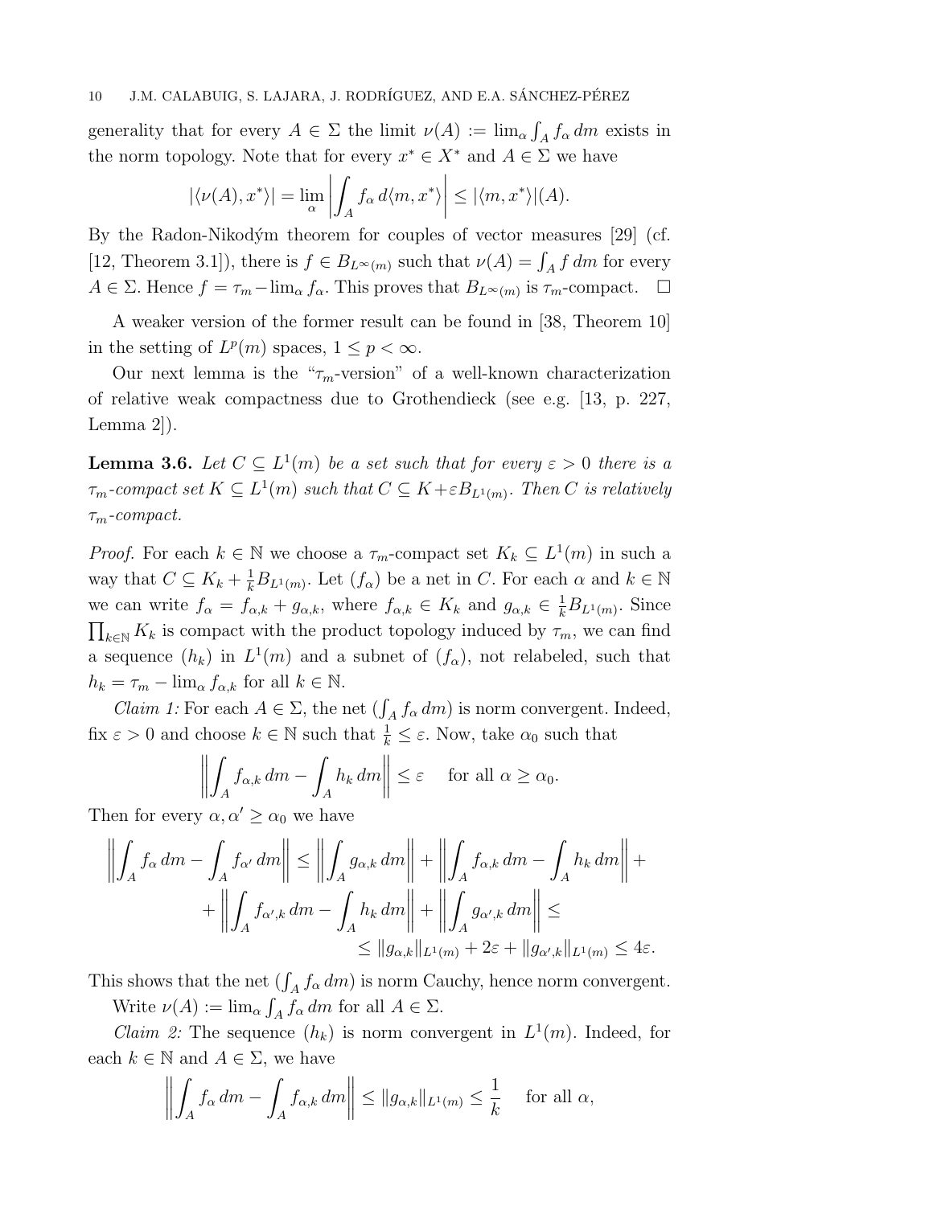generality that for every $A \in \Sigma$ the limit $\nu(A) := \lim_\alpha \int_A f_\alpha \, dm$ exists in the norm topology. Note that for every $x^* \in X^*$ and $A \in \Sigma$ we have

$$|\langle \nu(A), x^* \rangle| = \lim_\alpha \left| \int_A f_\alpha \, d\langle m, x^* \rangle \right| \leq |\langle m, x^* \rangle|(A).$$

By the Radon-Nikodým theorem for couples of vector measures [29] (cf. [12, Theorem 3.1]), there is $f \in B_{L^\infty(m)}$ such that $\nu(A) = \int_A f \, dm$ for every $A \in \Sigma$. Hence $f = \tau_m - \lim_\alpha f_\alpha$. This proves that $B_{L^\infty(m)}$ is $\tau_m$-compact. $\square$

A weaker version of the former result can be found in [38, Theorem 10] in the setting of $L^p(m)$ spaces, $1 \leq p < \infty$.

Our next lemma is the "$\tau_m$-version" of a well-known characterization of relative weak compactness due to Grothendieck (see e.g. [13, p. 227, Lemma 2]).

**Lemma 3.6.** *Let $C \subseteq L^1(m)$ be a set such that for every $\varepsilon > 0$ there is a $\tau_m$-compact set $K \subseteq L^1(m)$ such that $C \subseteq K + \varepsilon B_{L^1(m)}$. Then $C$ is relatively $\tau_m$-compact.*

*Proof.* For each $k \in \mathbb{N}$ we choose a $\tau_m$-compact set $K_k \subseteq L^1(m)$ in such a way that $C \subseteq K_k + \frac{1}{k} B_{L^1(m)}$. Let $(f_\alpha)$ be a net in $C$. For each $\alpha$ and $k \in \mathbb{N}$ we can write $f_\alpha = f_{\alpha,k} + g_{\alpha,k}$, where $f_{\alpha,k} \in K_k$ and $g_{\alpha,k} \in \frac{1}{k} B_{L^1(m)}$. Since $\prod_{k \in \mathbb{N}} K_k$ is compact with the product topology induced by $\tau_m$, we can find a sequence $(h_k)$ in $L^1(m)$ and a subnet of $(f_\alpha)$, not relabeled, such that $h_k = \tau_m - \lim_\alpha f_{\alpha,k}$ for all $k \in \mathbb{N}$.

*Claim 1:* For each $A \in \Sigma$, the net $(\int_A f_\alpha \, dm)$ is norm convergent. Indeed, fix $\varepsilon > 0$ and choose $k \in \mathbb{N}$ such that $\frac{1}{k} \leq \varepsilon$. Now, take $\alpha_0$ such that

$$\left\| \int_A f_{\alpha,k} \, dm - \int_A h_k \, dm \right\| \leq \varepsilon \quad \text{for all } \alpha \geq \alpha_0.$$

Then for every $\alpha, \alpha' \geq \alpha_0$ we have

$$\begin{aligned} \left\| \int_A f_\alpha \, dm - \int_A f_{\alpha'} \, dm \right\| &\leq \left\| \int_A g_{\alpha,k} \, dm \right\| + \left\| \int_A f_{\alpha,k} \, dm - \int_A h_k \, dm \right\| + \\ &+ \left\| \int_A f_{\alpha',k} \, dm - \int_A h_k \, dm \right\| + \left\| \int_A g_{\alpha',k} \, dm \right\| \leq \\ &\leq \|g_{\alpha,k}\|_{L^1(m)} + 2\varepsilon + \|g_{\alpha',k}\|_{L^1(m)} \leq 4\varepsilon. \end{aligned}$$

This shows that the net $(\int_A f_\alpha \, dm)$ is norm Cauchy, hence norm convergent.

Write $\nu(A) := \lim_\alpha \int_A f_\alpha \, dm$ for all $A \in \Sigma$.

*Claim 2:* The sequence $(h_k)$ is norm convergent in $L^1(m)$. Indeed, for each $k \in \mathbb{N}$ and $A \in \Sigma$, we have

$$\left\| \int_A f_\alpha \, dm - \int_A f_{\alpha,k} \, dm \right\| \leq \|g_{\alpha,k}\|_{L^1(m)} \leq \frac{1}{k} \quad \text{for all } \alpha,$$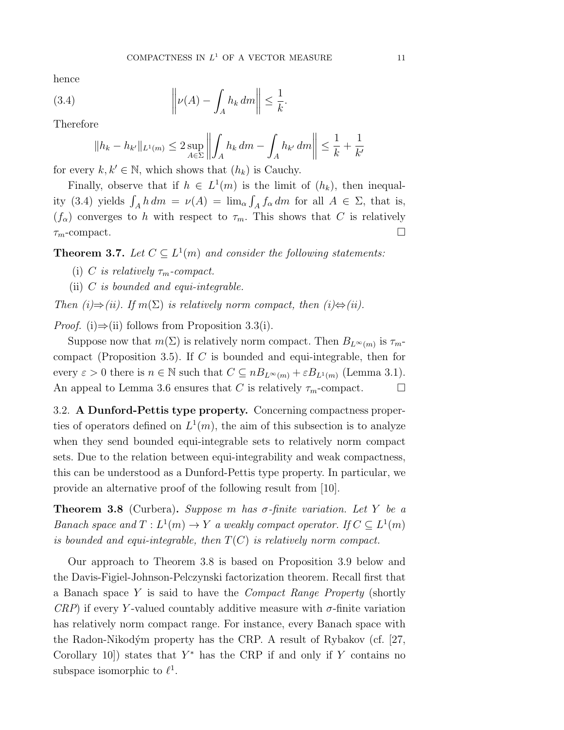hence

$$\left\| \nu(A) - \int_A h_k \, dm \right\| \leq \frac{1}{k}. \tag{3.4}$$

Therefore

$$\|h_k - h_{k'}\|_{L^1(m)} \leq 2 \sup_{A \in \Sigma} \left\| \int_A h_k \, dm - \int_A h_{k'} \, dm \right\| \leq \frac{1}{k} + \frac{1}{k'}$$

for every $k, k' \in \mathbb{N}$, which shows that $(h_k)$ is Cauchy.

Finally, observe that if $h \in L^1(m)$ is the limit of $(h_k)$, then inequality (3.4) yields $\int_A h \, dm = \nu(A) = \lim_\alpha \int_A f_\alpha \, dm$ for all $A \in \Sigma$, that is, $(f_\alpha)$ converges to $h$ with respect to $\tau_m$. This shows that $C$ is relatively $\tau_m$-compact. □

**Theorem 3.7.** *Let $C \subseteq L^1(m)$ and consider the following statements:*

(i) *$C$ is relatively $\tau_m$-compact.*

(ii) *$C$ is bounded and equi-integrable.*

*Then (i)⇒(ii). If $m(\Sigma)$ is relatively norm compact, then (i)⇔(ii).*

*Proof.* (i)⇒(ii) follows from Proposition 3.3(i).

Suppose now that $m(\Sigma)$ is relatively norm compact. Then $B_{L^\infty(m)}$ is $\tau_m$-compact (Proposition 3.5). If $C$ is bounded and equi-integrable, then for every $\varepsilon > 0$ there is $n \in \mathbb{N}$ such that $C \subseteq nB_{L^\infty(m)} + \varepsilon B_{L^1(m)}$ (Lemma 3.1). An appeal to Lemma 3.6 ensures that $C$ is relatively $\tau_m$-compact. □

3.2. **A Dunford-Pettis type property.** Concerning compactness properties of operators defined on $L^1(m)$, the aim of this subsection is to analyze when they send bounded equi-integrable sets to relatively norm compact sets. Due to the relation between equi-integrability and weak compactness, this can be understood as a Dunford-Pettis type property. In particular, we provide an alternative proof of the following result from [10].

**Theorem 3.8** (Curbera)**.** *Suppose $m$ has $\sigma$-finite variation. Let $Y$ be a Banach space and $T : L^1(m) \to Y$ a weakly compact operator. If $C \subseteq L^1(m)$ is bounded and equi-integrable, then $T(C)$ is relatively norm compact.*

Our approach to Theorem 3.8 is based on Proposition 3.9 below and the Davis-Figiel-Johnson-Pelczynski factorization theorem. Recall first that a Banach space $Y$ is said to have the *Compact Range Property* (shortly *CRP*) if every $Y$-valued countably additive measure with $\sigma$-finite variation has relatively norm compact range. For instance, every Banach space with the Radon-Nikodým property has the CRP. A result of Rybakov (cf. [27, Corollary 10]) states that $Y^*$ has the CRP if and only if $Y$ contains no subspace isomorphic to $\ell^1$.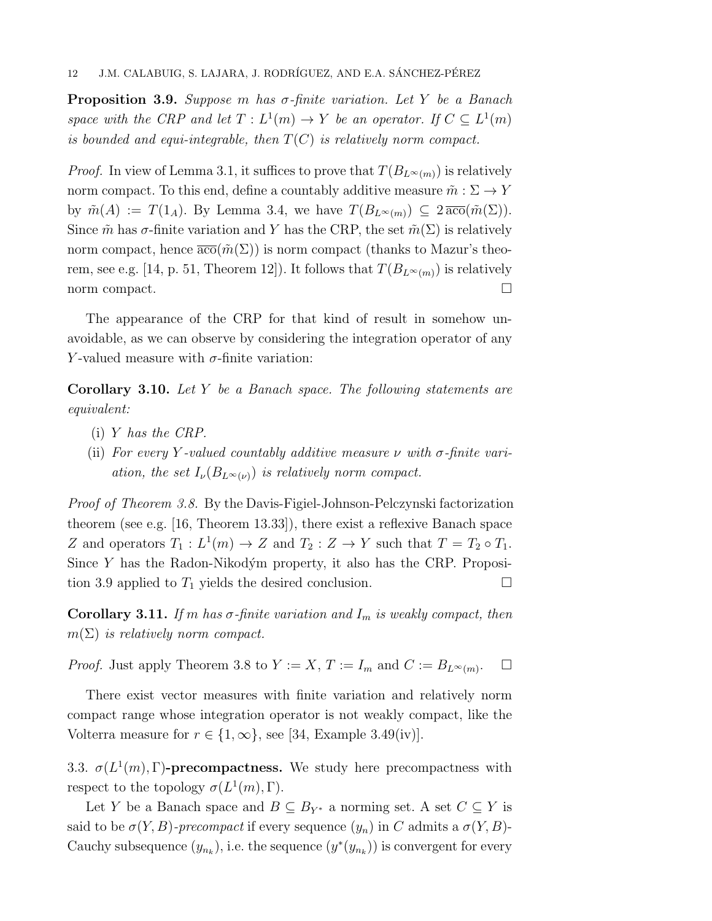**Proposition 3.9.** *Suppose $m$ has $\sigma$-finite variation. Let $Y$ be a Banach space with the CRP and let $T : L^1(m) \to Y$ be an operator. If $C \subseteq L^1(m)$ is bounded and equi-integrable, then $T(C)$ is relatively norm compact.*

*Proof.* In view of Lemma 3.1, it suffices to prove that $T(B_{L^\infty(m)})$ is relatively norm compact. To this end, define a countably additive measure $\tilde{m} : \Sigma \to Y$ by $\tilde{m}(A) := T(1_A)$. By Lemma 3.4, we have $T(B_{L^\infty(m)}) \subseteq 2\,\overline{\mathrm{aco}}(\tilde{m}(\Sigma))$. Since $\tilde{m}$ has $\sigma$-finite variation and $Y$ has the CRP, the set $\tilde{m}(\Sigma)$ is relatively norm compact, hence $\overline{\mathrm{aco}}(\tilde{m}(\Sigma))$ is norm compact (thanks to Mazur's theorem, see e.g. [14, p. 51, Theorem 12]). It follows that $T(B_{L^\infty(m)})$ is relatively norm compact. $\square$

The appearance of the CRP for that kind of result in somehow unavoidable, as we can observe by considering the integration operator of any $Y$-valued measure with $\sigma$-finite variation:

**Corollary 3.10.** *Let $Y$ be a Banach space. The following statements are equivalent:*

- (i) *$Y$ has the CRP.*
- (ii) *For every $Y$-valued countably additive measure $\nu$ with $\sigma$-finite variation, the set $I_\nu(B_{L^\infty(\nu)})$ is relatively norm compact.*

*Proof of Theorem 3.8.* By the Davis-Figiel-Johnson-Pelczynski factorization theorem (see e.g. [16, Theorem 13.33]), there exist a reflexive Banach space $Z$ and operators $T_1 : L^1(m) \to Z$ and $T_2 : Z \to Y$ such that $T = T_2 \circ T_1$. Since $Y$ has the Radon-Nikodým property, it also has the CRP. Proposition 3.9 applied to $T_1$ yields the desired conclusion. $\square$

**Corollary 3.11.** *If $m$ has $\sigma$-finite variation and $I_m$ is weakly compact, then $m(\Sigma)$ is relatively norm compact.*

*Proof.* Just apply Theorem 3.8 to $Y := X$, $T := I_m$ and $C := B_{L^\infty(m)}$. $\square$

There exist vector measures with finite variation and relatively norm compact range whose integration operator is not weakly compact, like the Volterra measure for $r \in \{1, \infty\}$, see [34, Example 3.49(iv)].

### 3.3. $\sigma(L^1(m), \Gamma)$-precompactness.

We study here precompactness with respect to the topology $\sigma(L^1(m), \Gamma)$.

Let $Y$ be a Banach space and $B \subseteq B_{Y^*}$ a norming set. A set $C \subseteq Y$ is said to be *$\sigma(Y, B)$-precompact* if every sequence $(y_n)$ in $C$ admits a $\sigma(Y, B)$-Cauchy subsequence $(y_{n_k})$, i.e. the sequence $(y^*(y_{n_k}))$ is convergent for every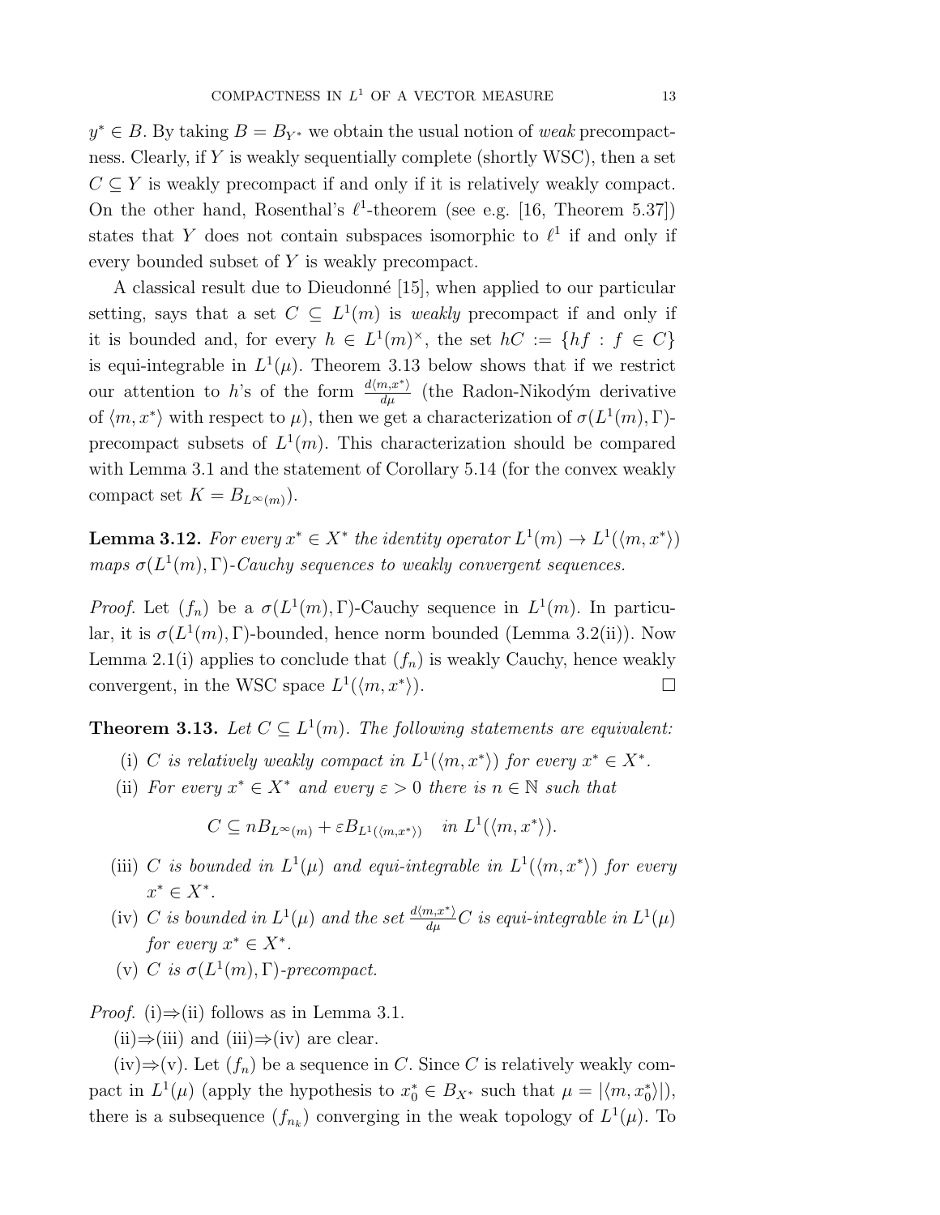$y^* \in B$. By taking $B = B_{Y^*}$ we obtain the usual notion of *weak* precompactness. Clearly, if $Y$ is weakly sequentially complete (shortly WSC), then a set $C \subseteq Y$ is weakly precompact if and only if it is relatively weakly compact. On the other hand, Rosenthal's $\ell^1$-theorem (see e.g. [16, Theorem 5.37]) states that $Y$ does not contain subspaces isomorphic to $\ell^1$ if and only if every bounded subset of $Y$ is weakly precompact.

A classical result due to Dieudonné [15], when applied to our particular setting, says that a set $C \subseteq L^1(m)$ is *weakly* precompact if and only if it is bounded and, for every $h \in L^1(m)^\times$, the set $hC := \{hf : f \in C\}$ is equi-integrable in $L^1(\mu)$. Theorem 3.13 below shows that if we restrict our attention to $h$'s of the form $\frac{d\langle m,x^*\rangle}{d\mu}$ (the Radon-Nikodým derivative of $\langle m, x^*\rangle$ with respect to $\mu$), then we get a characterization of $\sigma(L^1(m), \Gamma)$-precompact subsets of $L^1(m)$. This characterization should be compared with Lemma 3.1 and the statement of Corollary 5.14 (for the convex weakly compact set $K = B_{L^\infty(m)}$).

**Lemma 3.12.** *For every $x^* \in X^*$ the identity operator $L^1(m) \to L^1(\langle m, x^*\rangle)$ maps $\sigma(L^1(m), \Gamma)$-Cauchy sequences to weakly convergent sequences.*

*Proof.* Let $(f_n)$ be a $\sigma(L^1(m), \Gamma)$-Cauchy sequence in $L^1(m)$. In particular, it is $\sigma(L^1(m), \Gamma)$-bounded, hence norm bounded (Lemma 3.2(ii)). Now Lemma 2.1(i) applies to conclude that $(f_n)$ is weakly Cauchy, hence weakly convergent, in the WSC space $L^1(\langle m, x^*\rangle)$. $\square$

**Theorem 3.13.** *Let $C \subseteq L^1(m)$. The following statements are equivalent:*

(i) *$C$ is relatively weakly compact in $L^1(\langle m, x^*\rangle)$ for every $x^* \in X^*$.*

(ii) *For every $x^* \in X^*$ and every $\varepsilon > 0$ there is $n \in \mathbb{N}$ such that*
$$C \subseteq nB_{L^\infty(m)} + \varepsilon B_{L^1(\langle m,x^*\rangle)} \quad \text{in } L^1(\langle m, x^*\rangle).$$

(iii) *$C$ is bounded in $L^1(\mu)$ and equi-integrable in $L^1(\langle m, x^*\rangle)$ for every $x^* \in X^*$.*

(iv) *$C$ is bounded in $L^1(\mu)$ and the set $\frac{d\langle m,x^*\rangle}{d\mu}C$ is equi-integrable in $L^1(\mu)$ for every $x^* \in X^*$.*

(v) *$C$ is $\sigma(L^1(m), \Gamma)$-precompact.*

*Proof.* (i)⇒(ii) follows as in Lemma 3.1.

(ii)⇒(iii) and (iii)⇒(iv) are clear.

(iv)⇒(v). Let $(f_n)$ be a sequence in $C$. Since $C$ is relatively weakly compact in $L^1(\mu)$ (apply the hypothesis to $x_0^* \in B_{X^*}$ such that $\mu = |\langle m, x_0^*\rangle|$), there is a subsequence $(f_{n_k})$ converging in the weak topology of $L^1(\mu)$. To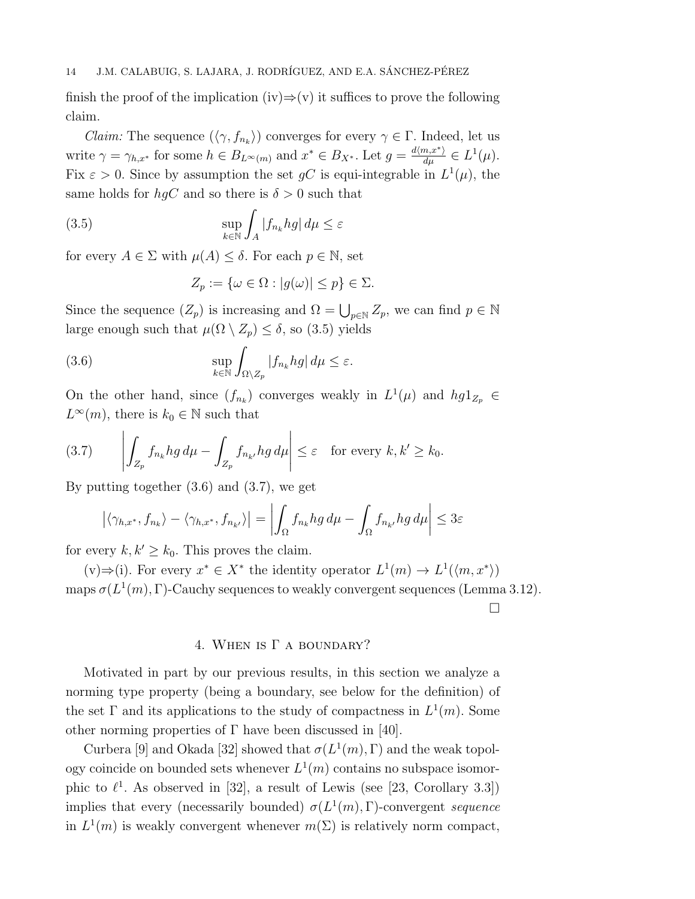finish the proof of the implication (iv)⇒(v) it suffices to prove the following claim.

*Claim:* The sequence $(\langle \gamma, f_{n_k}\rangle)$ converges for every $\gamma \in \Gamma$. Indeed, let us write $\gamma = \gamma_{h,x^*}$ for some $h \in B_{L^\infty(m)}$ and $x^* \in B_{X^*}$. Let $g = \frac{d\langle m,x^*\rangle}{d\mu} \in L^1(\mu)$. Fix $\varepsilon > 0$. Since by assumption the set $gC$ is equi-integrable in $L^1(\mu)$, the same holds for $hgC$ and so there is $\delta > 0$ such that

$$\sup_{k\in\mathbb{N}} \int_A |f_{n_k} hg| \, d\mu \leq \varepsilon \tag{3.5}$$

for every $A \in \Sigma$ with $\mu(A) \leq \delta$. For each $p \in \mathbb{N}$, set

$$Z_p := \{\omega \in \Omega : |g(\omega)| \leq p\} \in \Sigma.$$

Since the sequence $(Z_p)$ is increasing and $\Omega = \bigcup_{p\in\mathbb{N}} Z_p$, we can find $p \in \mathbb{N}$ large enough such that $\mu(\Omega \setminus Z_p) \leq \delta$, so (3.5) yields

$$\sup_{k\in\mathbb{N}} \int_{\Omega\setminus Z_p} |f_{n_k} hg| \, d\mu \leq \varepsilon. \tag{3.6}$$

On the other hand, since $(f_{n_k})$ converges weakly in $L^1(\mu)$ and $hg1_{Z_p} \in L^\infty(m)$, there is $k_0 \in \mathbb{N}$ such that

$$\left| \int_{Z_p} f_{n_k} hg \, d\mu - \int_{Z_p} f_{n_{k'}} hg \, d\mu \right| \leq \varepsilon \quad \text{for every } k, k' \geq k_0. \tag{3.7}$$

By putting together (3.6) and (3.7), we get

$$\left|\langle \gamma_{h,x^*}, f_{n_k}\rangle - \langle \gamma_{h,x^*}, f_{n_{k'}}\rangle\right| = \left| \int_\Omega f_{n_k} hg \, d\mu - \int_\Omega f_{n_{k'}} hg \, d\mu \right| \leq 3\varepsilon$$

for every $k, k' \geq k_0$. This proves the claim.

(v)⇒(i). For every $x^* \in X^*$ the identity operator $L^1(m) \to L^1(\langle m, x^*\rangle)$ maps $\sigma(L^1(m), \Gamma)$-Cauchy sequences to weakly convergent sequences (Lemma 3.12). □

## 4. When is Γ a boundary?

Motivated in part by our previous results, in this section we analyze a norming type property (being a boundary, see below for the definition) of the set $\Gamma$ and its applications to the study of compactness in $L^1(m)$. Some other norming properties of $\Gamma$ have been discussed in [40].

Curbera [9] and Okada [32] showed that $\sigma(L^1(m), \Gamma)$ and the weak topology coincide on bounded sets whenever $L^1(m)$ contains no subspace isomorphic to $\ell^1$. As observed in [32], a result of Lewis (see [23, Corollary 3.3]) implies that every (necessarily bounded) $\sigma(L^1(m), \Gamma)$-convergent *sequence* in $L^1(m)$ is weakly convergent whenever $m(\Sigma)$ is relatively norm compact,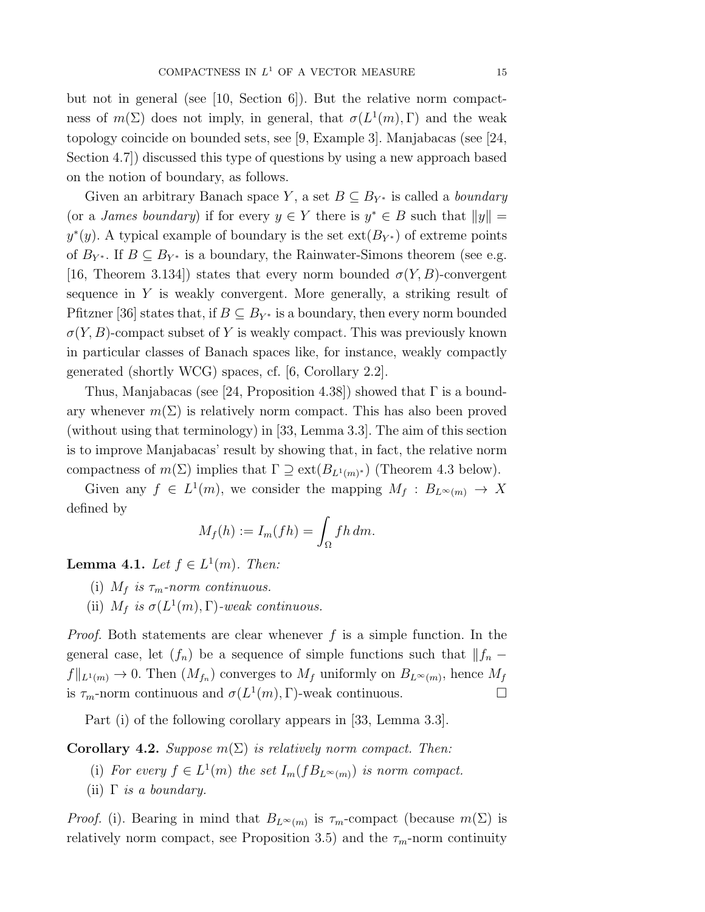but not in general (see [10, Section 6]). But the relative norm compactness of $m(\Sigma)$ does not imply, in general, that $\sigma(L^1(m), \Gamma)$ and the weak topology coincide on bounded sets, see [9, Example 3]. Manjabacas (see [24, Section 4.7]) discussed this type of questions by using a new approach based on the notion of boundary, as follows.

Given an arbitrary Banach space $Y$, a set $B \subseteq B_{Y^*}$ is called a *boundary* (or a *James boundary*) if for every $y \in Y$ there is $y^* \in B$ such that $\|y\| = y^*(y)$. A typical example of boundary is the set $\mathrm{ext}(B_{Y^*})$ of extreme points of $B_{Y^*}$. If $B \subseteq B_{Y^*}$ is a boundary, the Rainwater-Simons theorem (see e.g. [16, Theorem 3.134]) states that every norm bounded $\sigma(Y, B)$-convergent sequence in $Y$ is weakly convergent. More generally, a striking result of Pfitzner [36] states that, if $B \subseteq B_{Y^*}$ is a boundary, then every norm bounded $\sigma(Y, B)$-compact subset of $Y$ is weakly compact. This was previously known in particular classes of Banach spaces like, for instance, weakly compactly generated (shortly WCG) spaces, cf. [6, Corollary 2.2].

Thus, Manjabacas (see [24, Proposition 4.38]) showed that $\Gamma$ is a boundary whenever $m(\Sigma)$ is relatively norm compact. This has also been proved (without using that terminology) in [33, Lemma 3.3]. The aim of this section is to improve Manjabacas' result by showing that, in fact, the relative norm compactness of $m(\Sigma)$ implies that $\Gamma \supseteq \mathrm{ext}(B_{L^1(m)^*})$ (Theorem 4.3 below).

Given any $f \in L^1(m)$, we consider the mapping $M_f : B_{L^\infty(m)} \to X$ defined by

$$M_f(h) := I_m(fh) = \int_\Omega fh \, dm.$$

**Lemma 4.1.** *Let $f \in L^1(m)$. Then:*

(i) *$M_f$ is $\tau_m$-norm continuous.*

(ii) *$M_f$ is $\sigma(L^1(m), \Gamma)$-weak continuous.*

*Proof.* Both statements are clear whenever $f$ is a simple function. In the general case, let $(f_n)$ be a sequence of simple functions such that $\|f_n - f\|_{L^1(m)} \to 0$. Then $(M_{f_n})$ converges to $M_f$ uniformly on $B_{L^\infty(m)}$, hence $M_f$ is $\tau_m$-norm continuous and $\sigma(L^1(m), \Gamma)$-weak continuous. $\square$

Part (i) of the following corollary appears in [33, Lemma 3.3].

**Corollary 4.2.** *Suppose $m(\Sigma)$ is relatively norm compact. Then:*

(i) *For every $f \in L^1(m)$ the set $I_m(fB_{L^\infty(m)})$ is norm compact.*

(ii) *$\Gamma$ is a boundary.*

*Proof.* (i). Bearing in mind that $B_{L^\infty(m)}$ is $\tau_m$-compact (because $m(\Sigma)$ is relatively norm compact, see Proposition 3.5) and the $\tau_m$-norm continuity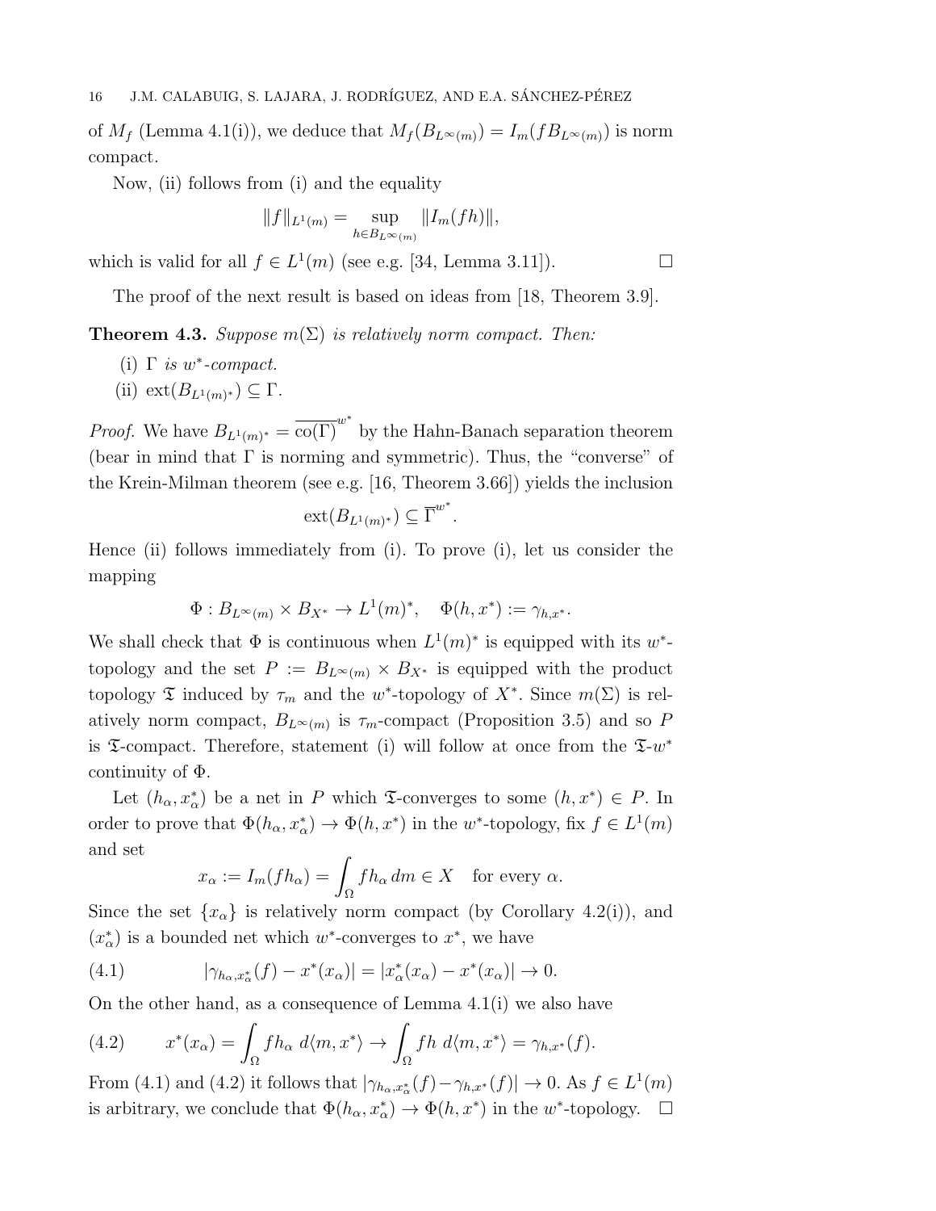of $M_f$ (Lemma 4.1(i)), we deduce that $M_f(B_{L^\infty(m)}) = I_m(fB_{L^\infty(m)})$ is norm compact.

Now, (ii) follows from (i) and the equality

$$\|f\|_{L^1(m)} = \sup_{h \in B_{L^\infty(m)}} \|I_m(fh)\|,$$

which is valid for all $f \in L^1(m)$ (see e.g. [34, Lemma 3.11]). $\square$

The proof of the next result is based on ideas from [18, Theorem 3.9].

**Theorem 4.3.** *Suppose $m(\Sigma)$ is relatively norm compact. Then:*

(i) *$\Gamma$ is $w^*$-compact.*

(ii) $\mathrm{ext}(B_{L^1(m)^*}) \subseteq \Gamma$.

*Proof.* We have $B_{L^1(m)^*} = \overline{\mathrm{co}(\Gamma)}^{w^*}$ by the Hahn-Banach separation theorem (bear in mind that $\Gamma$ is norming and symmetric). Thus, the "converse" of the Krein-Milman theorem (see e.g. [16, Theorem 3.66]) yields the inclusion

$$\mathrm{ext}(B_{L^1(m)^*}) \subseteq \overline{\Gamma}^{w^*}.$$

Hence (ii) follows immediately from (i). To prove (i), let us consider the mapping

$$\Phi : B_{L^\infty(m)} \times B_{X^*} \to L^1(m)^*, \quad \Phi(h, x^*) := \gamma_{h,x^*}.$$

We shall check that $\Phi$ is continuous when $L^1(m)^*$ is equipped with its $w^*$-topology and the set $P := B_{L^\infty(m)} \times B_{X^*}$ is equipped with the product topology $\mathfrak{T}$ induced by $\tau_m$ and the $w^*$-topology of $X^*$. Since $m(\Sigma)$ is relatively norm compact, $B_{L^\infty(m)}$ is $\tau_m$-compact (Proposition 3.5) and so $P$ is $\mathfrak{T}$-compact. Therefore, statement (i) will follow at once from the $\mathfrak{T}$-$w^*$ continuity of $\Phi$.

Let $(h_\alpha, x_\alpha^*)$ be a net in $P$ which $\mathfrak{T}$-converges to some $(h, x^*) \in P$. In order to prove that $\Phi(h_\alpha, x_\alpha^*) \to \Phi(h, x^*)$ in the $w^*$-topology, fix $f \in L^1(m)$ and set

$$x_\alpha := I_m(fh_\alpha) = \int_\Omega fh_\alpha \, dm \in X \quad \text{for every } \alpha.$$

Since the set $\{x_\alpha\}$ is relatively norm compact (by Corollary 4.2(i)), and $(x_\alpha^*)$ is a bounded net which $w^*$-converges to $x^*$, we have

$$|\gamma_{h_\alpha, x_\alpha^*}(f) - x^*(x_\alpha)| = |x_\alpha^*(x_\alpha) - x^*(x_\alpha)| \to 0. \tag{4.1}$$

On the other hand, as a consequence of Lemma 4.1(i) we also have

$$x^*(x_\alpha) = \int_\Omega fh_\alpha \; d\langle m, x^*\rangle \to \int_\Omega fh \; d\langle m, x^*\rangle = \gamma_{h,x^*}(f). \tag{4.2}$$

From (4.1) and (4.2) it follows that $|\gamma_{h_\alpha, x_\alpha^*}(f) - \gamma_{h,x^*}(f)| \to 0$. As $f \in L^1(m)$ is arbitrary, we conclude that $\Phi(h_\alpha, x_\alpha^*) \to \Phi(h, x^*)$ in the $w^*$-topology. $\square$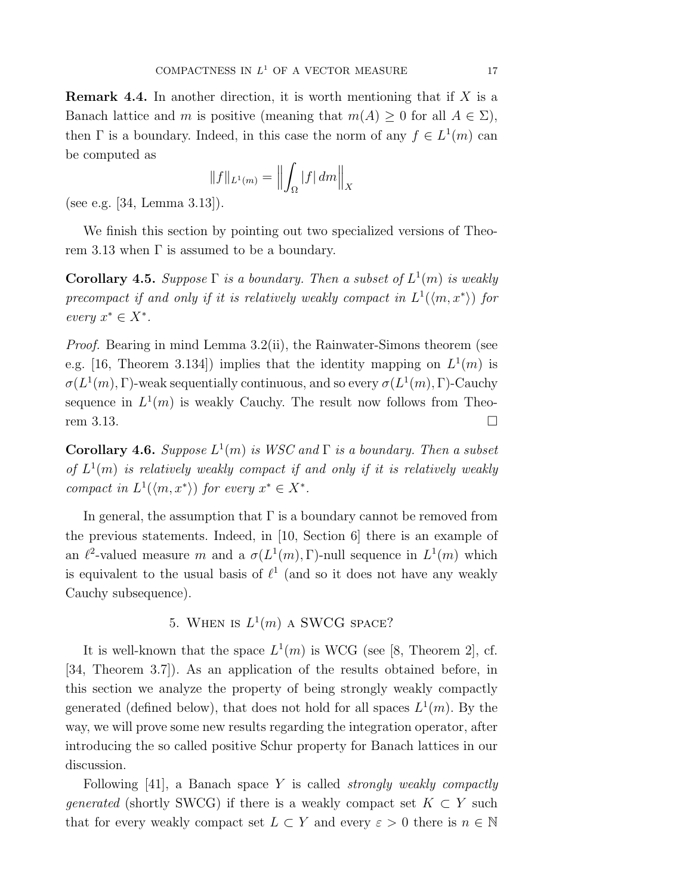**Remark 4.4.** In another direction, it is worth mentioning that if $X$ is a Banach lattice and $m$ is positive (meaning that $m(A) \geq 0$ for all $A \in \Sigma$), then $\Gamma$ is a boundary. Indeed, in this case the norm of any $f \in L^1(m)$ can be computed as

$$\|f\|_{L^1(m)} = \Big\| \int_\Omega |f| \, dm \Big\|_X$$

(see e.g. [34, Lemma 3.13]).

We finish this section by pointing out two specialized versions of Theorem 3.13 when $\Gamma$ is assumed to be a boundary.

**Corollary 4.5.** *Suppose $\Gamma$ is a boundary. Then a subset of $L^1(m)$ is weakly precompact if and only if it is relatively weakly compact in $L^1(\langle m, x^* \rangle)$ for every $x^* \in X^*$.*

*Proof.* Bearing in mind Lemma 3.2(ii), the Rainwater-Simons theorem (see e.g. [16, Theorem 3.134]) implies that the identity mapping on $L^1(m)$ is $\sigma(L^1(m), \Gamma)$-weak sequentially continuous, and so every $\sigma(L^1(m), \Gamma)$-Cauchy sequence in $L^1(m)$ is weakly Cauchy. The result now follows from Theorem 3.13. $\square$

**Corollary 4.6.** *Suppose $L^1(m)$ is WSC and $\Gamma$ is a boundary. Then a subset of $L^1(m)$ is relatively weakly compact if and only if it is relatively weakly compact in $L^1(\langle m, x^* \rangle)$ for every $x^* \in X^*$.*

In general, the assumption that $\Gamma$ is a boundary cannot be removed from the previous statements. Indeed, in [10, Section 6] there is an example of an $\ell^2$-valued measure $m$ and a $\sigma(L^1(m), \Gamma)$-null sequence in $L^1(m)$ which is equivalent to the usual basis of $\ell^1$ (and so it does not have any weakly Cauchy subsequence).

## 5. When is $L^1(m)$ a SWCG space?

It is well-known that the space $L^1(m)$ is WCG (see [8, Theorem 2], cf. [34, Theorem 3.7]). As an application of the results obtained before, in this section we analyze the property of being strongly weakly compactly generated (defined below), that does not hold for all spaces $L^1(m)$. By the way, we will prove some new results regarding the integration operator, after introducing the so called positive Schur property for Banach lattices in our discussion.

Following [41], a Banach space $Y$ is called *strongly weakly compactly generated* (shortly SWCG) if there is a weakly compact set $K \subset Y$ such that for every weakly compact set $L \subset Y$ and every $\varepsilon > 0$ there is $n \in \mathbb{N}$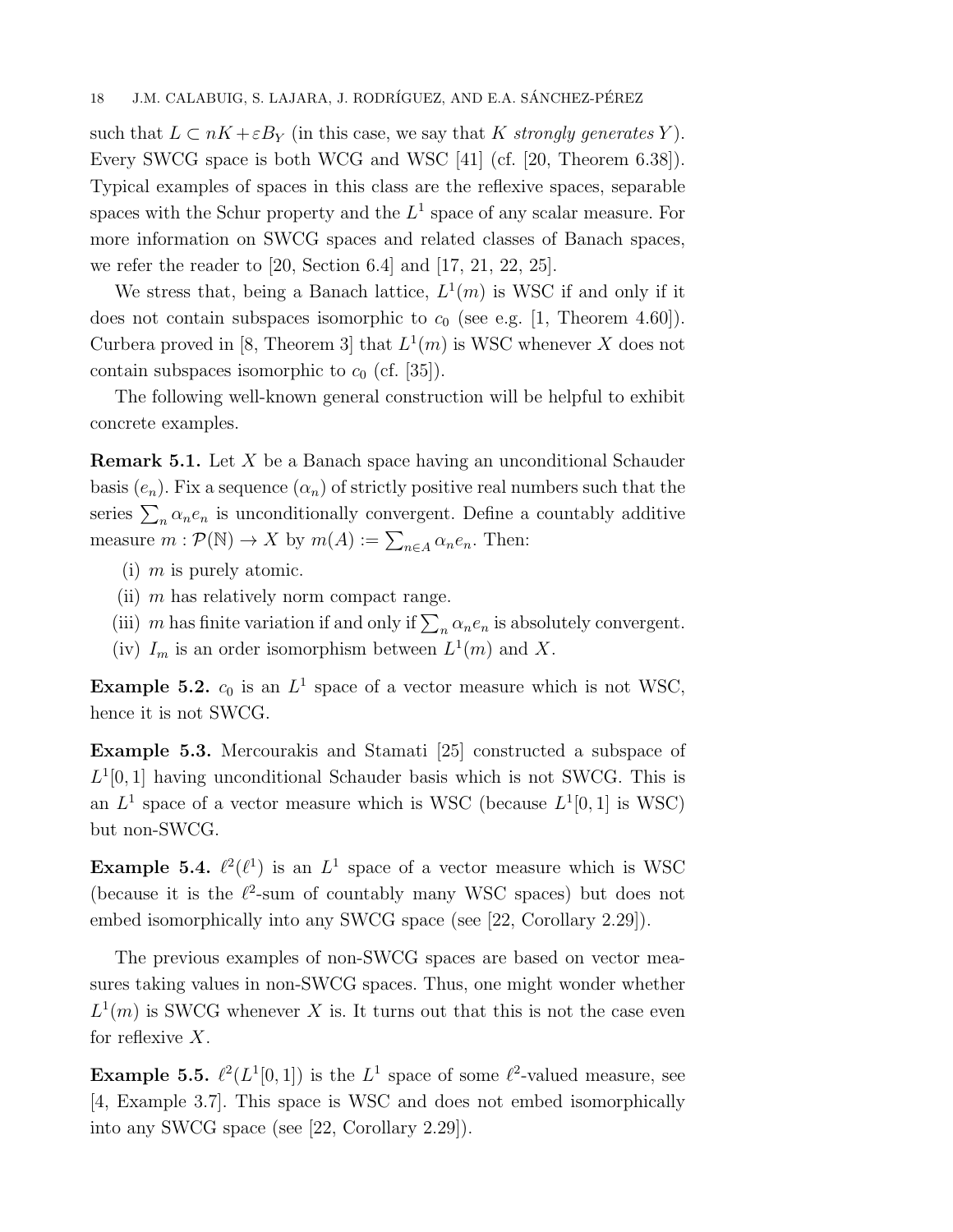such that $L \subset nK + \varepsilon B_Y$ (in this case, we say that $K$ *strongly generates* $Y$). Every SWCG space is both WCG and WSC [41] (cf. [20, Theorem 6.38]). Typical examples of spaces in this class are the reflexive spaces, separable spaces with the Schur property and the $L^1$ space of any scalar measure. For more information on SWCG spaces and related classes of Banach spaces, we refer the reader to [20, Section 6.4] and [17, 21, 22, 25].

We stress that, being a Banach lattice, $L^1(m)$ is WSC if and only if it does not contain subspaces isomorphic to $c_0$ (see e.g. [1, Theorem 4.60]). Curbera proved in [8, Theorem 3] that $L^1(m)$ is WSC whenever $X$ does not contain subspaces isomorphic to $c_0$ (cf. [35]).

The following well-known general construction will be helpful to exhibit concrete examples.

**Remark 5.1.** Let $X$ be a Banach space having an unconditional Schauder basis $(e_n)$. Fix a sequence $(\alpha_n)$ of strictly positive real numbers such that the series $\sum_n \alpha_n e_n$ is unconditionally convergent. Define a countably additive measure $m : \mathcal{P}(\mathbb{N}) \to X$ by $m(A) := \sum_{n \in A} \alpha_n e_n$. Then:

- (i) $m$ is purely atomic.
- (ii) $m$ has relatively norm compact range.
- (iii) $m$ has finite variation if and only if $\sum_n \alpha_n e_n$ is absolutely convergent.
- (iv) $I_m$ is an order isomorphism between $L^1(m)$ and $X$.

**Example 5.2.** $c_0$ is an $L^1$ space of a vector measure which is not WSC, hence it is not SWCG.

**Example 5.3.** Mercourakis and Stamati [25] constructed a subspace of $L^1[0,1]$ having unconditional Schauder basis which is not SWCG. This is an $L^1$ space of a vector measure which is WSC (because $L^1[0,1]$ is WSC) but non-SWCG.

**Example 5.4.** $\ell^2(\ell^1)$ is an $L^1$ space of a vector measure which is WSC (because it is the $\ell^2$-sum of countably many WSC spaces) but does not embed isomorphically into any SWCG space (see [22, Corollary 2.29]).

The previous examples of non-SWCG spaces are based on vector measures taking values in non-SWCG spaces. Thus, one might wonder whether $L^1(m)$ is SWCG whenever $X$ is. It turns out that this is not the case even for reflexive $X$.

**Example 5.5.** $\ell^2(L^1[0,1])$ is the $L^1$ space of some $\ell^2$-valued measure, see [4, Example 3.7]. This space is WSC and does not embed isomorphically into any SWCG space (see [22, Corollary 2.29]).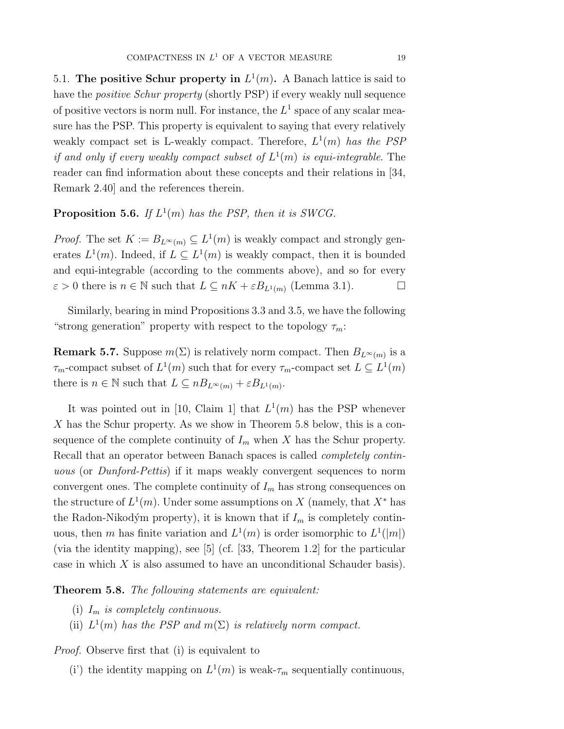5.1. **The positive Schur property in $L^1(m)$.** A Banach lattice is said to have the *positive Schur property* (shortly PSP) if every weakly null sequence of positive vectors is norm null. For instance, the $L^1$ space of any scalar measure has the PSP. This property is equivalent to saying that every relatively weakly compact set is L-weakly compact. Therefore, *$L^1(m)$ has the PSP if and only if every weakly compact subset of $L^1(m)$ is equi-integrable*. The reader can find information about these concepts and their relations in [34, Remark 2.40] and the references therein.

**Proposition 5.6.** *If $L^1(m)$ has the PSP, then it is SWCG.*

*Proof.* The set $K := B_{L^\infty(m)} \subseteq L^1(m)$ is weakly compact and strongly generates $L^1(m)$. Indeed, if $L \subseteq L^1(m)$ is weakly compact, then it is bounded and equi-integrable (according to the comments above), and so for every $\varepsilon > 0$ there is $n \in \mathbb{N}$ such that $L \subseteq nK + \varepsilon B_{L^1(m)}$ (Lemma 3.1). $\square$

Similarly, bearing in mind Propositions 3.3 and 3.5, we have the following "strong generation" property with respect to the topology $\tau_m$:

**Remark 5.7.** Suppose $m(\Sigma)$ is relatively norm compact. Then $B_{L^\infty(m)}$ is a $\tau_m$-compact subset of $L^1(m)$ such that for every $\tau_m$-compact set $L \subseteq L^1(m)$ there is $n \in \mathbb{N}$ such that $L \subseteq nB_{L^\infty(m)} + \varepsilon B_{L^1(m)}$.

It was pointed out in [10, Claim 1] that $L^1(m)$ has the PSP whenever $X$ has the Schur property. As we show in Theorem 5.8 below, this is a consequence of the complete continuity of $I_m$ when $X$ has the Schur property. Recall that an operator between Banach spaces is called *completely continuous* (or *Dunford-Pettis*) if it maps weakly convergent sequences to norm convergent ones. The complete continuity of $I_m$ has strong consequences on the structure of $L^1(m)$. Under some assumptions on $X$ (namely, that $X^*$ has the Radon-Nikodým property), it is known that if $I_m$ is completely continuous, then $m$ has finite variation and $L^1(m)$ is order isomorphic to $L^1(|m|)$ (via the identity mapping), see [5] (cf. [33, Theorem 1.2] for the particular case in which $X$ is also assumed to have an unconditional Schauder basis).

**Theorem 5.8.** *The following statements are equivalent:*

(i) *$I_m$ is completely continuous.*

(ii) *$L^1(m)$ has the PSP and $m(\Sigma)$ is relatively norm compact.*

*Proof.* Observe first that (i) is equivalent to

(i') the identity mapping on $L^1(m)$ is weak-$\tau_m$ sequentially continuous,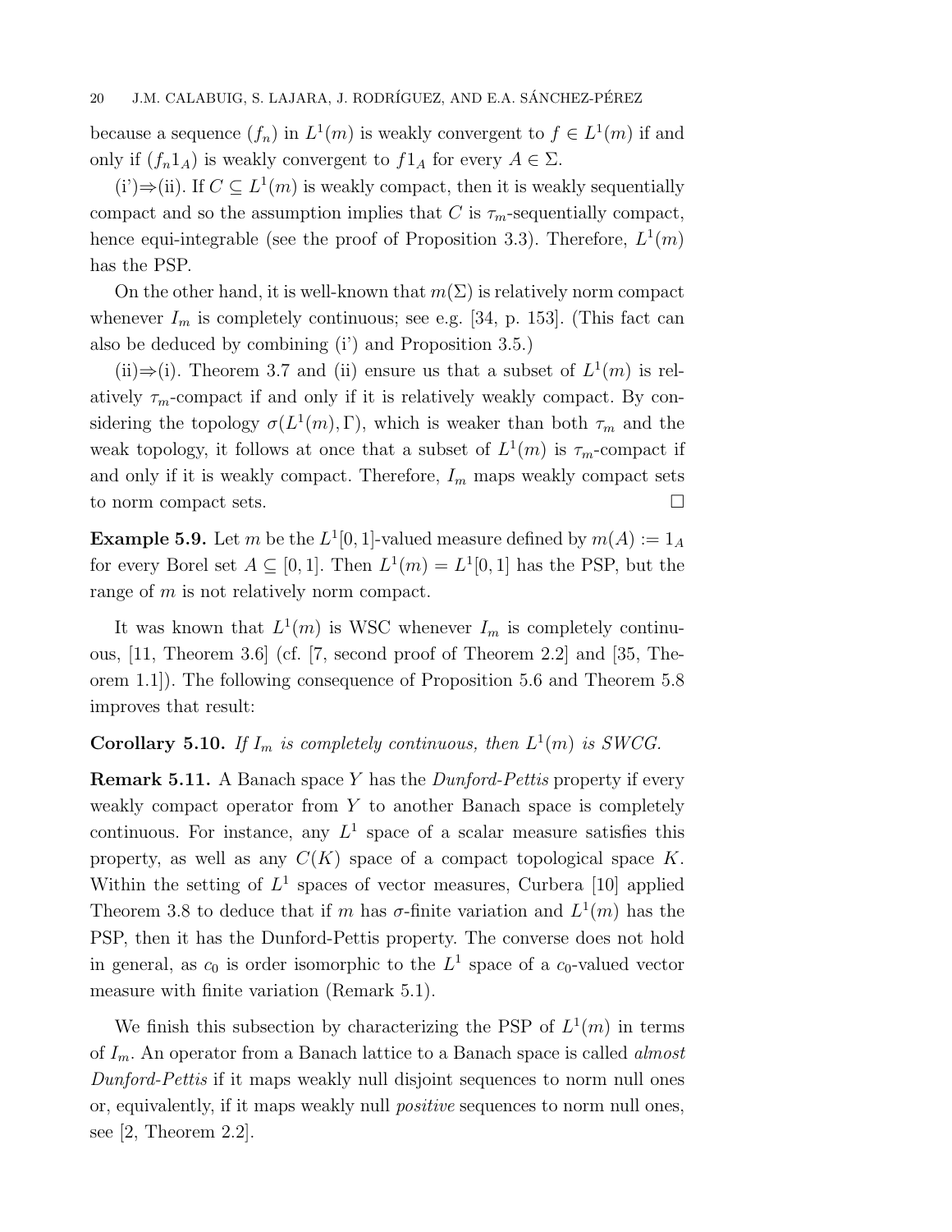because a sequence $(f_n)$ in $L^1(m)$ is weakly convergent to $f \in L^1(m)$ if and only if $(f_n 1_A)$ is weakly convergent to $f 1_A$ for every $A \in \Sigma$.

(i')⇒(ii). If $C \subseteq L^1(m)$ is weakly compact, then it is weakly sequentially compact and so the assumption implies that $C$ is $\tau_m$-sequentially compact, hence equi-integrable (see the proof of Proposition 3.3). Therefore, $L^1(m)$ has the PSP.

On the other hand, it is well-known that $m(\Sigma)$ is relatively norm compact whenever $I_m$ is completely continuous; see e.g. [34, p. 153]. (This fact can also be deduced by combining (i') and Proposition 3.5.)

(ii)⇒(i). Theorem 3.7 and (ii) ensure us that a subset of $L^1(m)$ is relatively $\tau_m$-compact if and only if it is relatively weakly compact. By considering the topology $\sigma(L^1(m), \Gamma)$, which is weaker than both $\tau_m$ and the weak topology, it follows at once that a subset of $L^1(m)$ is $\tau_m$-compact if and only if it is weakly compact. Therefore, $I_m$ maps weakly compact sets to norm compact sets. □

**Example 5.9.** Let $m$ be the $L^1[0,1]$-valued measure defined by $m(A) := 1_A$ for every Borel set $A \subseteq [0,1]$. Then $L^1(m) = L^1[0,1]$ has the PSP, but the range of $m$ is not relatively norm compact.

It was known that $L^1(m)$ is WSC whenever $I_m$ is completely continuous, [11, Theorem 3.6] (cf. [7, second proof of Theorem 2.2] and [35, Theorem 1.1]). The following consequence of Proposition 5.6 and Theorem 5.8 improves that result:

**Corollary 5.10.** *If $I_m$ is completely continuous, then $L^1(m)$ is SWCG.*

**Remark 5.11.** A Banach space $Y$ has the *Dunford-Pettis* property if every weakly compact operator from $Y$ to another Banach space is completely continuous. For instance, any $L^1$ space of a scalar measure satisfies this property, as well as any $C(K)$ space of a compact topological space $K$. Within the setting of $L^1$ spaces of vector measures, Curbera [10] applied Theorem 3.8 to deduce that if $m$ has $\sigma$-finite variation and $L^1(m)$ has the PSP, then it has the Dunford-Pettis property. The converse does not hold in general, as $c_0$ is order isomorphic to the $L^1$ space of a $c_0$-valued vector measure with finite variation (Remark 5.1).

We finish this subsection by characterizing the PSP of $L^1(m)$ in terms of $I_m$. An operator from a Banach lattice to a Banach space is called *almost Dunford-Pettis* if it maps weakly null disjoint sequences to norm null ones or, equivalently, if it maps weakly null *positive* sequences to norm null ones, see [2, Theorem 2.2].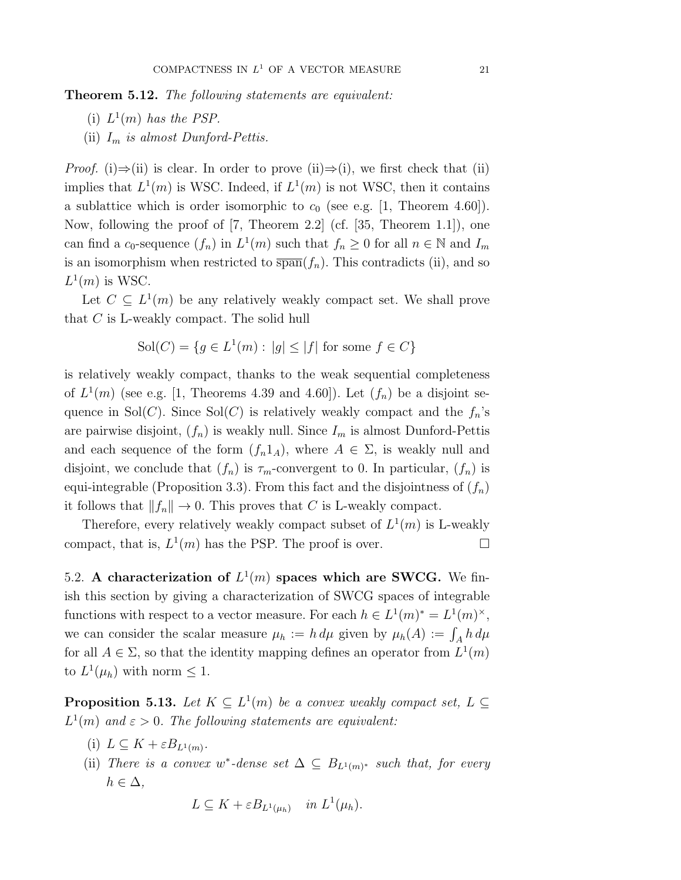**Theorem 5.12.** *The following statements are equivalent:*

(i) *$L^1(m)$ has the PSP.*

(ii) *$I_m$ is almost Dunford-Pettis.*

*Proof.* (i)⇒(ii) is clear. In order to prove (ii)⇒(i), we first check that (ii) implies that $L^1(m)$ is WSC. Indeed, if $L^1(m)$ is not WSC, then it contains a sublattice which is order isomorphic to $c_0$ (see e.g. [1, Theorem 4.60]). Now, following the proof of [7, Theorem 2.2] (cf. [35, Theorem 1.1]), one can find a $c_0$-sequence $(f_n)$ in $L^1(m)$ such that $f_n \geq 0$ for all $n \in \mathbb{N}$ and $I_m$ is an isomorphism when restricted to $\overline{\text{span}}(f_n)$. This contradicts (ii), and so $L^1(m)$ is WSC.

Let $C \subseteq L^1(m)$ be any relatively weakly compact set. We shall prove that $C$ is L-weakly compact. The solid hull

$$\text{Sol}(C) = \{g \in L^1(m) : |g| \leq |f| \text{ for some } f \in C\}$$

is relatively weakly compact, thanks to the weak sequential completeness of $L^1(m)$ (see e.g. [1, Theorems 4.39 and 4.60]). Let $(f_n)$ be a disjoint sequence in $\text{Sol}(C)$. Since $\text{Sol}(C)$ is relatively weakly compact and the $f_n$'s are pairwise disjoint, $(f_n)$ is weakly null. Since $I_m$ is almost Dunford-Pettis and each sequence of the form $(f_n 1_A)$, where $A \in \Sigma$, is weakly null and disjoint, we conclude that $(f_n)$ is $\tau_m$-convergent to 0. In particular, $(f_n)$ is equi-integrable (Proposition 3.3). From this fact and the disjointness of $(f_n)$ it follows that $\|f_n\| \to 0$. This proves that $C$ is L-weakly compact.

Therefore, every relatively weakly compact subset of $L^1(m)$ is L-weakly compact, that is, $L^1(m)$ has the PSP. The proof is over. □

5.2. **A characterization of $L^1(m)$ spaces which are SWCG.** We finish this section by giving a characterization of SWCG spaces of integrable functions with respect to a vector measure. For each $h \in L^1(m)^* = L^1(m)^\times$, we can consider the scalar measure $\mu_h := h\,d\mu$ given by $\mu_h(A) := \int_A h\,d\mu$ for all $A \in \Sigma$, so that the identity mapping defines an operator from $L^1(m)$ to $L^1(\mu_h)$ with norm $\leq 1$.

**Proposition 5.13.** *Let $K \subseteq L^1(m)$ be a convex weakly compact set, $L \subseteq L^1(m)$ and $\varepsilon > 0$. The following statements are equivalent:*

(i) *$L \subseteq K + \varepsilon B_{L^1(m)}$.*

(ii) *There is a convex $w^*$-dense set $\Delta \subseteq B_{L^1(m)^*}$ such that, for every $h \in \Delta$,*

$$L \subseteq K + \varepsilon B_{L^1(\mu_h)} \quad \text{in } L^1(\mu_h).$$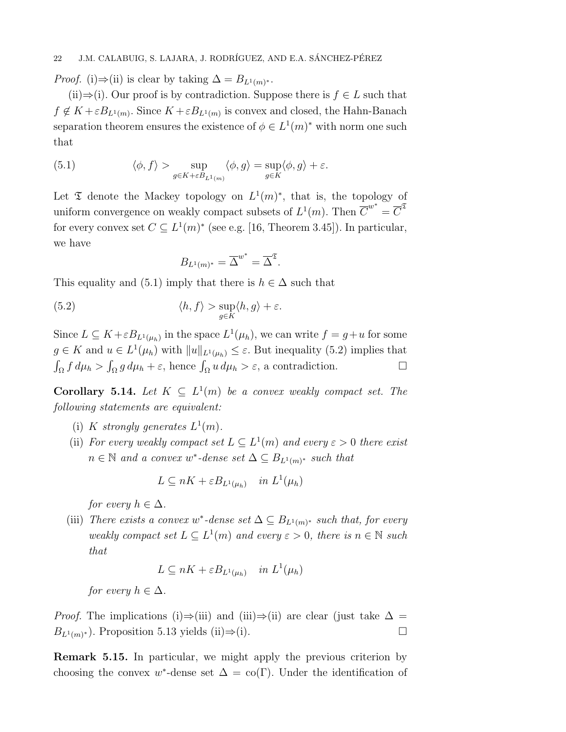*Proof.* (i)⇒(ii) is clear by taking $\Delta = B_{L^1(m)^*}$.

(ii)⇒(i). Our proof is by contradiction. Suppose there is $f \in L$ such that $f \notin K + \varepsilon B_{L^1(m)}$. Since $K + \varepsilon B_{L^1(m)}$ is convex and closed, the Hahn-Banach separation theorem ensures the existence of $\phi \in L^1(m)^*$ with norm one such that

$$\langle \phi, f \rangle > \sup_{g \in K + \varepsilon B_{L^1(m)}} \langle \phi, g \rangle = \sup_{g \in K} \langle \phi, g \rangle + \varepsilon. \tag{5.1}$$

Let $\mathfrak{T}$ denote the Mackey topology on $L^1(m)^*$, that is, the topology of uniform convergence on weakly compact subsets of $L^1(m)$. Then $\overline{C}^{w^*} = \overline{C}^{\mathfrak{T}}$ for every convex set $C \subseteq L^1(m)^*$ (see e.g. [16, Theorem 3.45]). In particular, we have

$$B_{L^1(m)^*} = \overline{\Delta}^{w^*} = \overline{\Delta}^{\mathfrak{T}}.$$

This equality and (5.1) imply that there is $h \in \Delta$ such that

$$\langle h, f \rangle > \sup_{g \in K} \langle h, g \rangle + \varepsilon. \tag{5.2}$$

Since $L \subseteq K + \varepsilon B_{L^1(\mu_h)}$ in the space $L^1(\mu_h)$, we can write $f = g + u$ for some $g \in K$ and $u \in L^1(\mu_h)$ with $\|u\|_{L^1(\mu_h)} \leq \varepsilon$. But inequality (5.2) implies that $\int_\Omega f \, d\mu_h > \int_\Omega g \, d\mu_h + \varepsilon$, hence $\int_\Omega u \, d\mu_h > \varepsilon$, a contradiction. $\square$

**Corollary 5.14.** *Let $K \subseteq L^1(m)$ be a convex weakly compact set. The following statements are equivalent:*

(i) *$K$ strongly generates $L^1(m)$.*

(ii) *For every weakly compact set $L \subseteq L^1(m)$ and every $\varepsilon > 0$ there exist $n \in \mathbb{N}$ and a convex $w^*$-dense set $\Delta \subseteq B_{L^1(m)^*}$ such that*

$$L \subseteq nK + \varepsilon B_{L^1(\mu_h)} \quad \textit{in } L^1(\mu_h)$$

*for every $h \in \Delta$.*

(iii) *There exists a convex $w^*$-dense set $\Delta \subseteq B_{L^1(m)^*}$ such that, for every weakly compact set $L \subseteq L^1(m)$ and every $\varepsilon > 0$, there is $n \in \mathbb{N}$ such that*

$$L \subseteq nK + \varepsilon B_{L^1(\mu_h)} \quad \textit{in } L^1(\mu_h)$$

*for every $h \in \Delta$.*

*Proof.* The implications (i)⇒(iii) and (iii)⇒(ii) are clear (just take $\Delta = B_{L^1(m)^*}$). Proposition 5.13 yields (ii)⇒(i). $\square$

**Remark 5.15.** In particular, we might apply the previous criterion by choosing the convex $w^*$-dense set $\Delta = \mathrm{co}(\Gamma)$. Under the identification of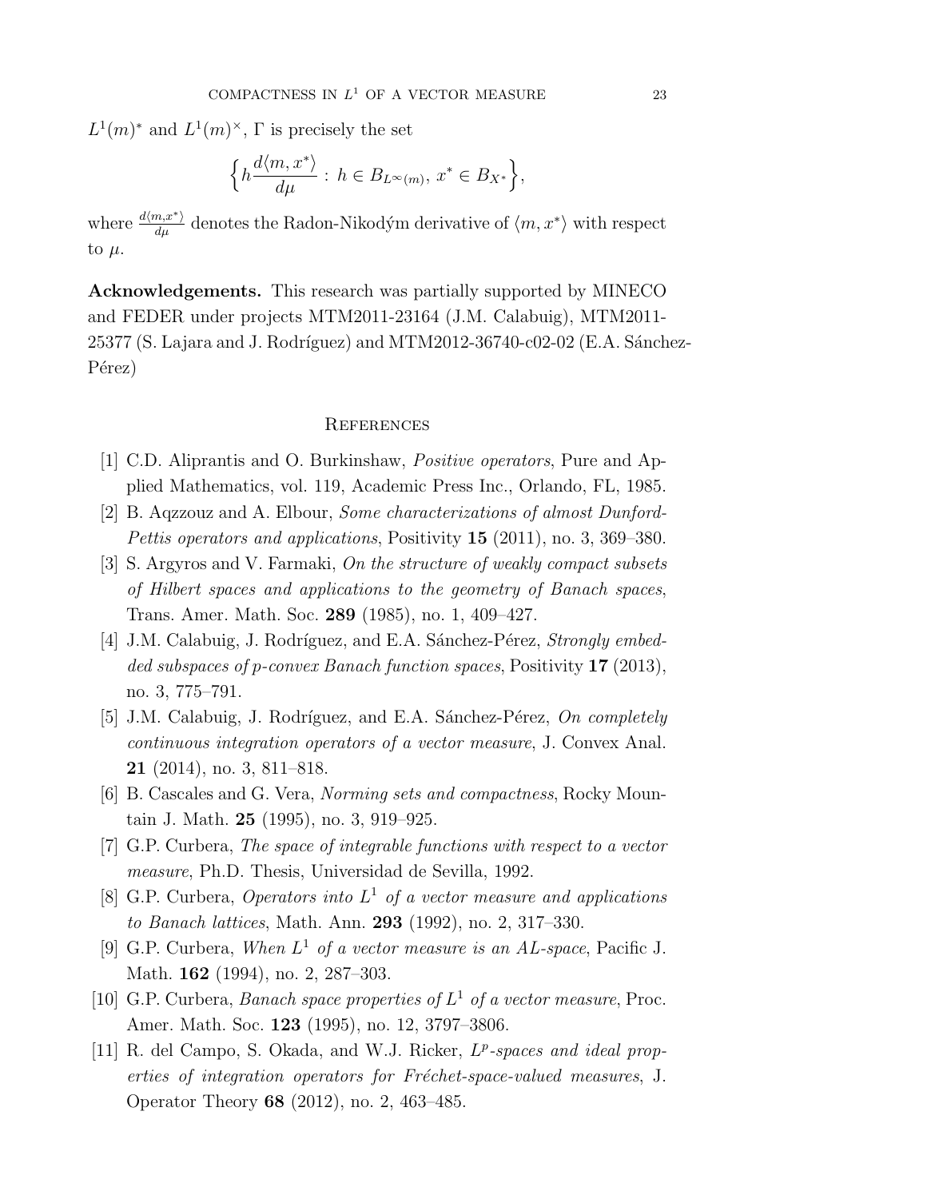$L^1(m)^*$ and $L^1(m)^\times$, $\Gamma$ is precisely the set

$$\Big\{ h \frac{d\langle m, x^* \rangle}{d\mu} : \, h \in B_{L^\infty(m)}, \, x^* \in B_{X^*} \Big\},$$

where $\frac{d\langle m, x^* \rangle}{d\mu}$ denotes the Radon-Nikodým derivative of $\langle m, x^* \rangle$ with respect to $\mu$.

**Acknowledgements.** This research was partially supported by MINECO and FEDER under projects MTM2011-23164 (J.M. Calabuig), MTM2011-25377 (S. Lajara and J. Rodríguez) and MTM2012-36740-c02-02 (E.A. Sánchez-Pérez)

## References

[1] C.D. Aliprantis and O. Burkinshaw, *Positive operators*, Pure and Applied Mathematics, vol. 119, Academic Press Inc., Orlando, FL, 1985.

[2] B. Aqzzouz and A. Elbour, *Some characterizations of almost Dunford-Pettis operators and applications*, Positivity **15** (2011), no. 3, 369–380.

[3] S. Argyros and V. Farmaki, *On the structure of weakly compact subsets of Hilbert spaces and applications to the geometry of Banach spaces*, Trans. Amer. Math. Soc. **289** (1985), no. 1, 409–427.

[4] J.M. Calabuig, J. Rodríguez, and E.A. Sánchez-Pérez, *Strongly embedded subspaces of p-convex Banach function spaces*, Positivity **17** (2013), no. 3, 775–791.

[5] J.M. Calabuig, J. Rodríguez, and E.A. Sánchez-Pérez, *On completely continuous integration operators of a vector measure*, J. Convex Anal. **21** (2014), no. 3, 811–818.

[6] B. Cascales and G. Vera, *Norming sets and compactness*, Rocky Mountain J. Math. **25** (1995), no. 3, 919–925.

[7] G.P. Curbera, *The space of integrable functions with respect to a vector measure*, Ph.D. Thesis, Universidad de Sevilla, 1992.

[8] G.P. Curbera, *Operators into $L^1$ of a vector measure and applications to Banach lattices*, Math. Ann. **293** (1992), no. 2, 317–330.

[9] G.P. Curbera, *When $L^1$ of a vector measure is an AL-space*, Pacific J. Math. **162** (1994), no. 2, 287–303.

[10] G.P. Curbera, *Banach space properties of $L^1$ of a vector measure*, Proc. Amer. Math. Soc. **123** (1995), no. 12, 3797–3806.

[11] R. del Campo, S. Okada, and W.J. Ricker, *$L^p$-spaces and ideal properties of integration operators for Fréchet-space-valued measures*, J. Operator Theory **68** (2012), no. 2, 463–485.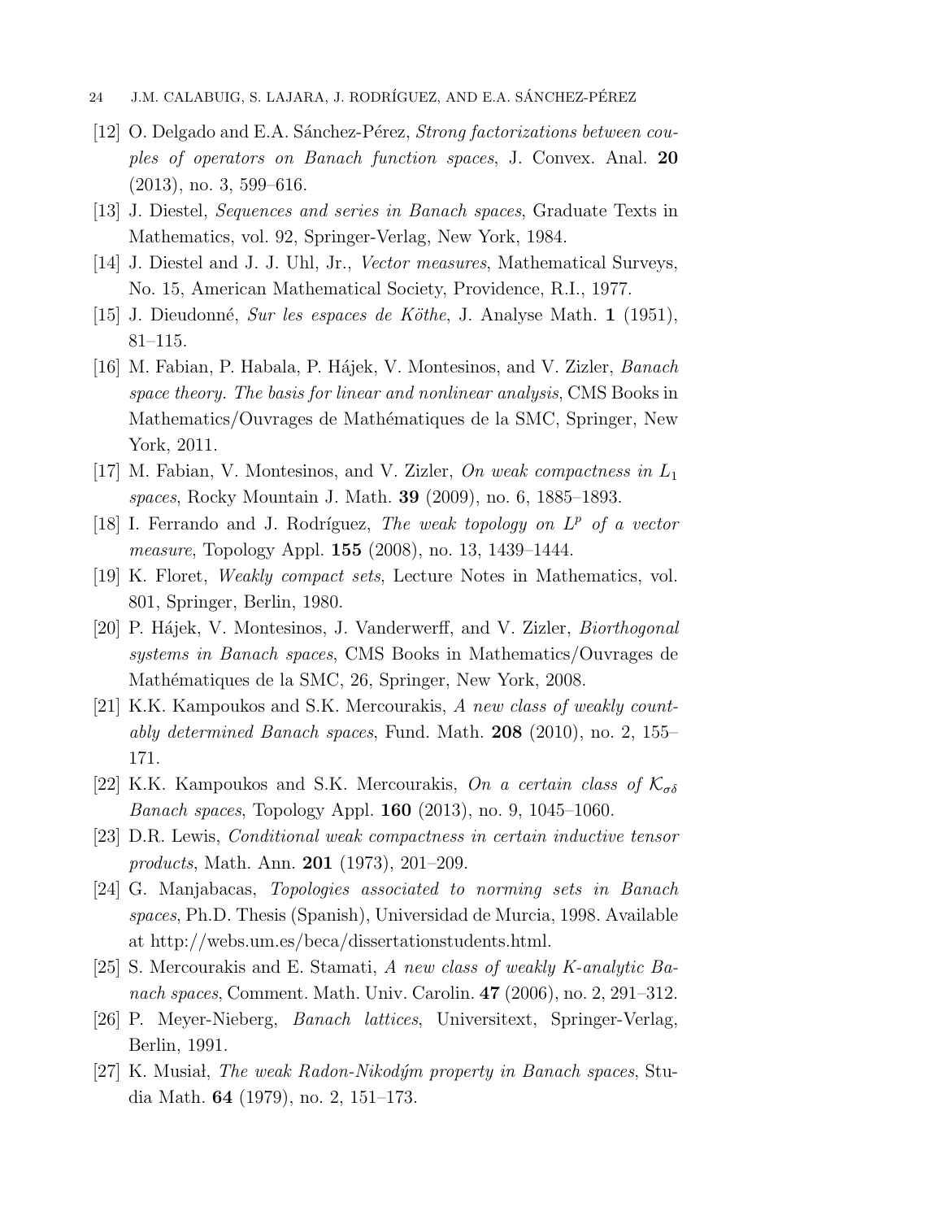[12] O. Delgado and E.A. Sánchez-Pérez, *Strong factorizations between couples of operators on Banach function spaces*, J. Convex. Anal. **20** (2013), no. 3, 599–616.

[13] J. Diestel, *Sequences and series in Banach spaces*, Graduate Texts in Mathematics, vol. 92, Springer-Verlag, New York, 1984.

[14] J. Diestel and J. J. Uhl, Jr., *Vector measures*, Mathematical Surveys, No. 15, American Mathematical Society, Providence, R.I., 1977.

[15] J. Dieudonné, *Sur les espaces de Köthe*, J. Analyse Math. **1** (1951), 81–115.

[16] M. Fabian, P. Habala, P. Hájek, V. Montesinos, and V. Zizler, *Banach space theory. The basis for linear and nonlinear analysis*, CMS Books in Mathematics/Ouvrages de Mathématiques de la SMC, Springer, New York, 2011.

[17] M. Fabian, V. Montesinos, and V. Zizler, *On weak compactness in $L_1$ spaces*, Rocky Mountain J. Math. **39** (2009), no. 6, 1885–1893.

[18] I. Ferrando and J. Rodríguez, *The weak topology on $L^p$ of a vector measure*, Topology Appl. **155** (2008), no. 13, 1439–1444.

[19] K. Floret, *Weakly compact sets*, Lecture Notes in Mathematics, vol. 801, Springer, Berlin, 1980.

[20] P. Hájek, V. Montesinos, J. Vanderwerff, and V. Zizler, *Biorthogonal systems in Banach spaces*, CMS Books in Mathematics/Ouvrages de Mathématiques de la SMC, 26, Springer, New York, 2008.

[21] K.K. Kampoukos and S.K. Mercourakis, *A new class of weakly countably determined Banach spaces*, Fund. Math. **208** (2010), no. 2, 155–171.

[22] K.K. Kampoukos and S.K. Mercourakis, *On a certain class of $\mathcal{K}_{\sigma\delta}$ Banach spaces*, Topology Appl. **160** (2013), no. 9, 1045–1060.

[23] D.R. Lewis, *Conditional weak compactness in certain inductive tensor products*, Math. Ann. **201** (1973), 201–209.

[24] G. Manjabacas, *Topologies associated to norming sets in Banach spaces*, Ph.D. Thesis (Spanish), Universidad de Murcia, 1998. Available at http://webs.um.es/beca/dissertationstudents.html.

[25] S. Mercourakis and E. Stamati, *A new class of weakly K-analytic Banach spaces*, Comment. Math. Univ. Carolin. **47** (2006), no. 2, 291–312.

[26] P. Meyer-Nieberg, *Banach lattices*, Universitext, Springer-Verlag, Berlin, 1991.

[27] K. Musiał, *The weak Radon-Nikodým property in Banach spaces*, Studia Math. **64** (1979), no. 2, 151–173.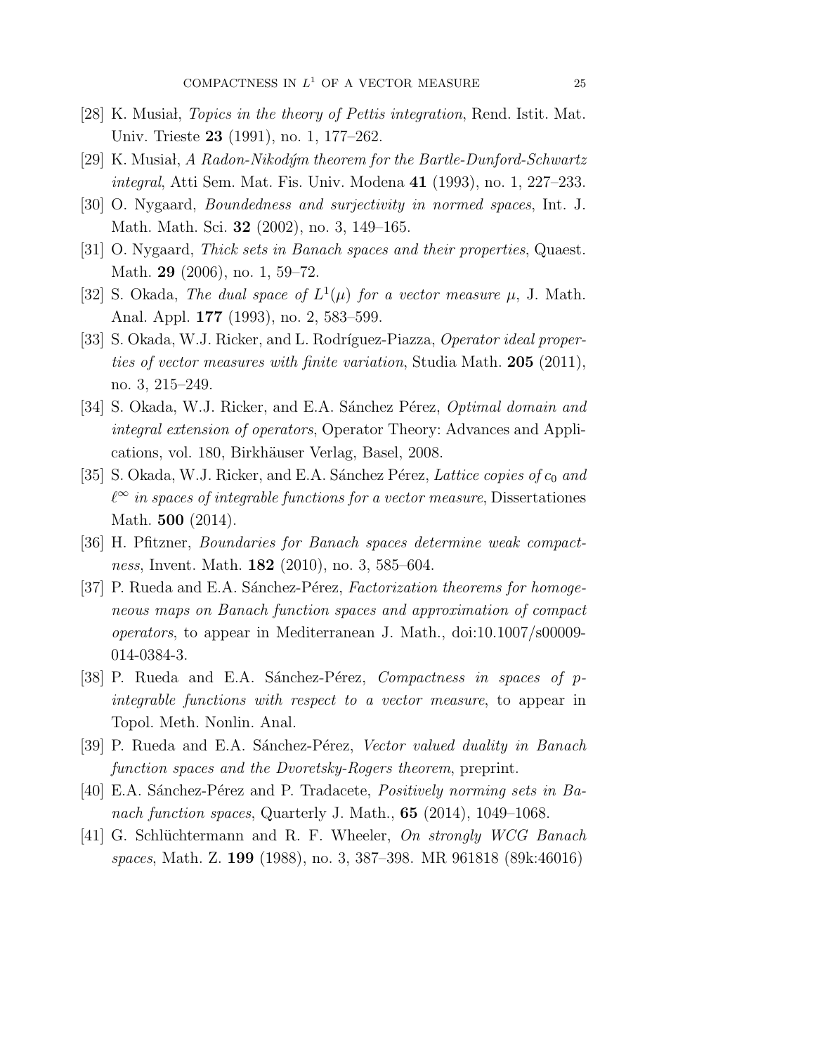[28] K. Musiał, *Topics in the theory of Pettis integration*, Rend. Istit. Mat. Univ. Trieste **23** (1991), no. 1, 177–262.

[29] K. Musiał, *A Radon-Nikodým theorem for the Bartle-Dunford-Schwartz integral*, Atti Sem. Mat. Fis. Univ. Modena **41** (1993), no. 1, 227–233.

[30] O. Nygaard, *Boundedness and surjectivity in normed spaces*, Int. J. Math. Math. Sci. **32** (2002), no. 3, 149–165.

[31] O. Nygaard, *Thick sets in Banach spaces and their properties*, Quaest. Math. **29** (2006), no. 1, 59–72.

[32] S. Okada, *The dual space of $L^1(\mu)$ for a vector measure $\mu$*, J. Math. Anal. Appl. **177** (1993), no. 2, 583–599.

[33] S. Okada, W.J. Ricker, and L. Rodríguez-Piazza, *Operator ideal properties of vector measures with finite variation*, Studia Math. **205** (2011), no. 3, 215–249.

[34] S. Okada, W.J. Ricker, and E.A. Sánchez Pérez, *Optimal domain and integral extension of operators*, Operator Theory: Advances and Applications, vol. 180, Birkhäuser Verlag, Basel, 2008.

[35] S. Okada, W.J. Ricker, and E.A. Sánchez Pérez, *Lattice copies of $c_0$ and $\ell^\infty$ in spaces of integrable functions for a vector measure*, Dissertationes Math. **500** (2014).

[36] H. Pfitzner, *Boundaries for Banach spaces determine weak compactness*, Invent. Math. **182** (2010), no. 3, 585–604.

[37] P. Rueda and E.A. Sánchez-Pérez, *Factorization theorems for homogeneous maps on Banach function spaces and approximation of compact operators*, to appear in Mediterranean J. Math., doi:10.1007/s00009-014-0384-3.

[38] P. Rueda and E.A. Sánchez-Pérez, *Compactness in spaces of $p$-integrable functions with respect to a vector measure*, to appear in Topol. Meth. Nonlin. Anal.

[39] P. Rueda and E.A. Sánchez-Pérez, *Vector valued duality in Banach function spaces and the Dvoretsky-Rogers theorem*, preprint.

[40] E.A. Sánchez-Pérez and P. Tradacete, *Positively norming sets in Banach function spaces*, Quarterly J. Math., **65** (2014), 1049–1068.

[41] G. Schlüchtermann and R. F. Wheeler, *On strongly WCG Banach spaces*, Math. Z. **199** (1988), no. 3, 387–398. MR 961818 (89k:46016)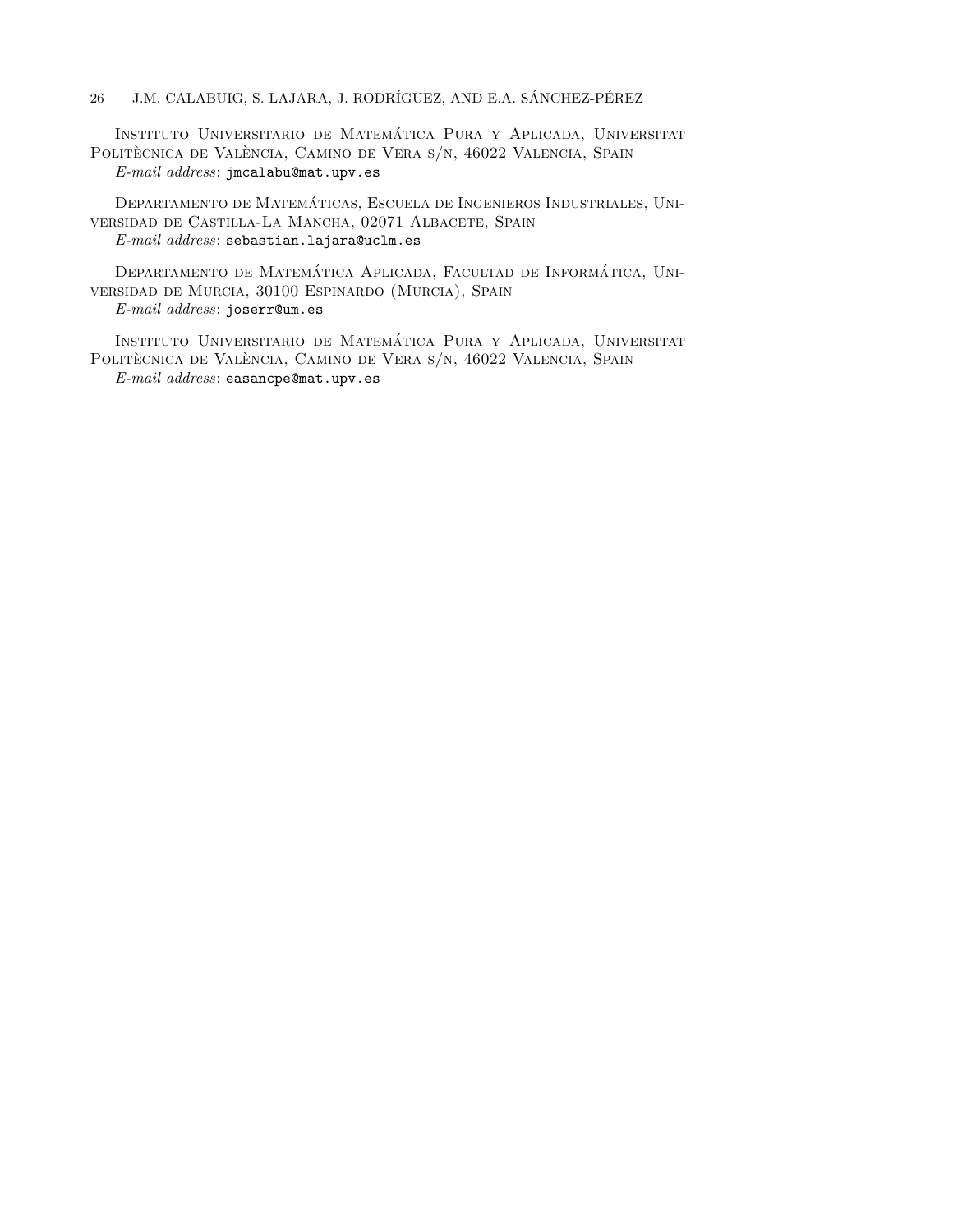Instituto Universitario de Matemática Pura y Aplicada, Universitat Politècnica de València, Camino de Vera s/n, 46022 Valencia, Spain
*E-mail address*: jmcalabu@mat.upv.es

Departamento de Matemáticas, Escuela de Ingenieros Industriales, Universidad de Castilla-La Mancha, 02071 Albacete, Spain
*E-mail address*: sebastian.lajara@uclm.es

Departamento de Matemática Aplicada, Facultad de Informática, Universidad de Murcia, 30100 Espinardo (Murcia), Spain
*E-mail address*: joserr@um.es

Instituto Universitario de Matemática Pura y Aplicada, Universitat Politècnica de València, Camino de Vera s/n, 46022 Valencia, Spain
*E-mail address*: easancpe@mat.upv.es